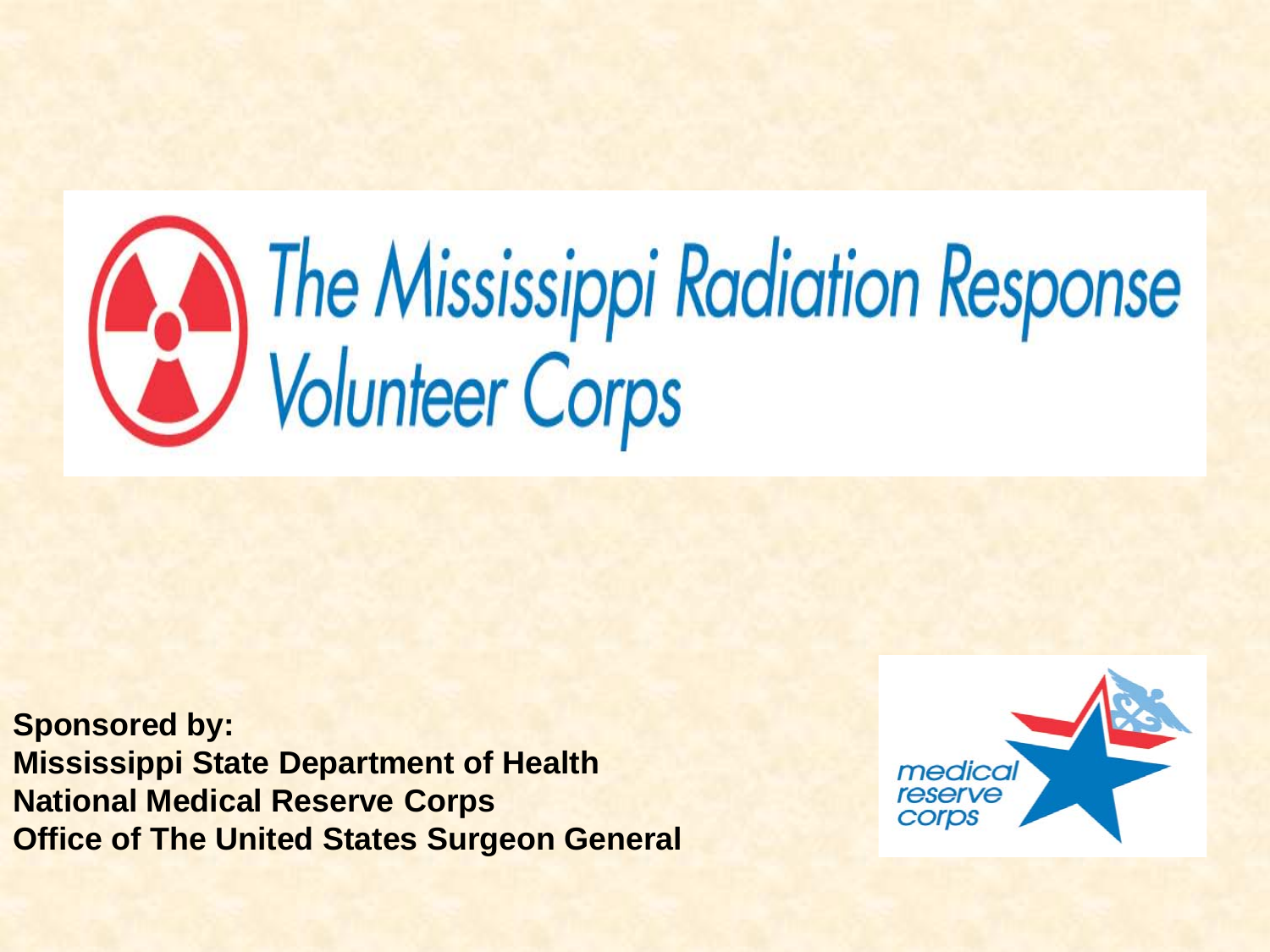# The Mississippi Radiation Response Volunteer Corps

**Sponsored by:**
**Mississippi State Department of Health**
**National Medical Reserve Corps**
**Office of The United States Surgeon General**

medical reserve corps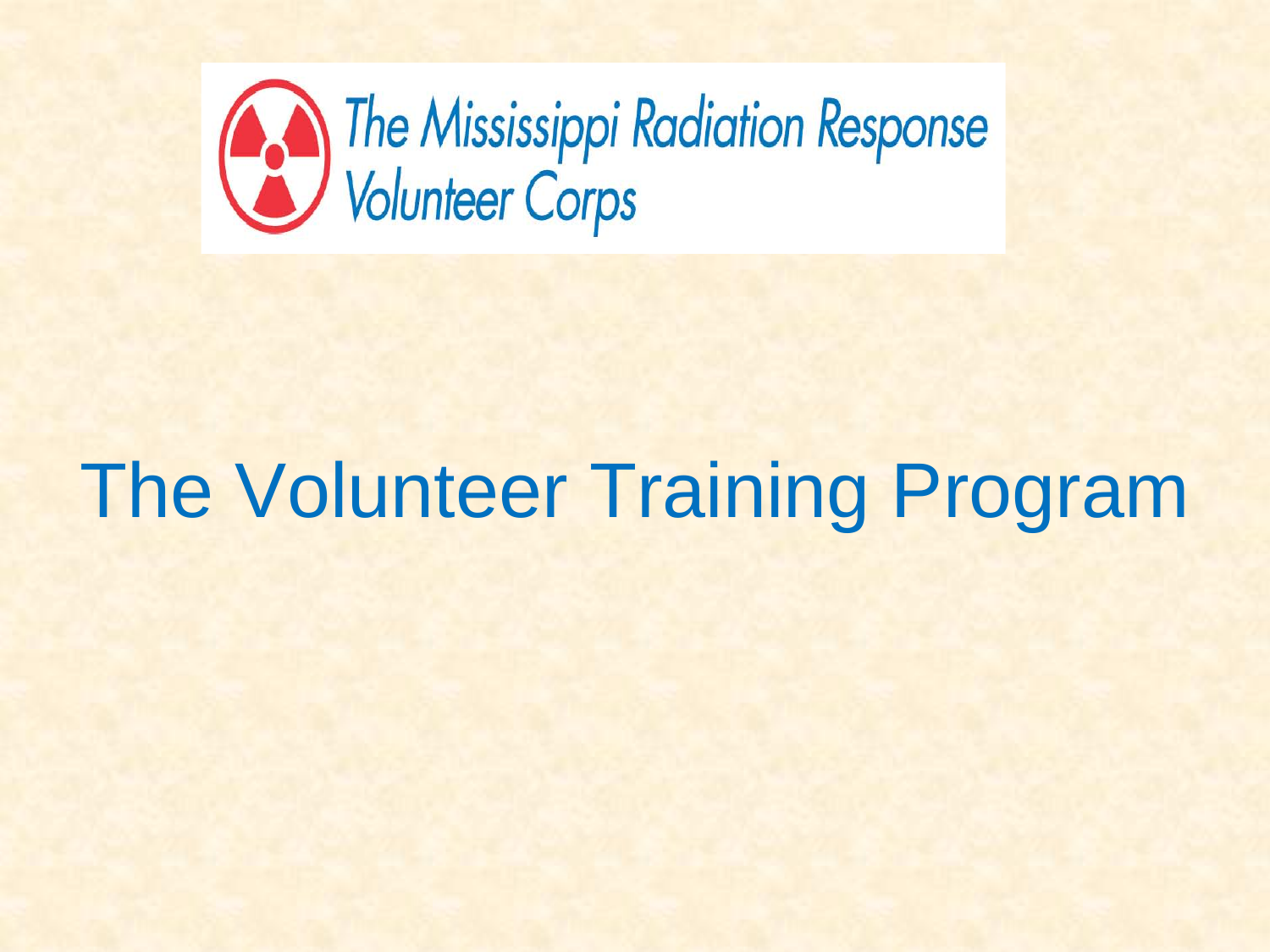The Mississippi Radiation Response Volunteer Corps

# The Volunteer Training Program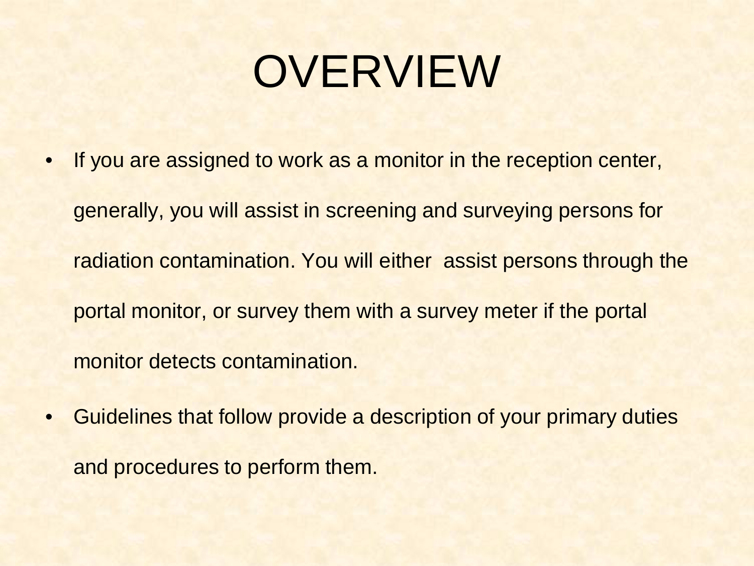# OVERVIEW

- If you are assigned to work as a monitor in the reception center, generally, you will assist in screening and surveying persons for radiation contamination. You will either assist persons through the portal monitor, or survey them with a survey meter if the portal monitor detects contamination.
- Guidelines that follow provide a description of your primary duties and procedures to perform them.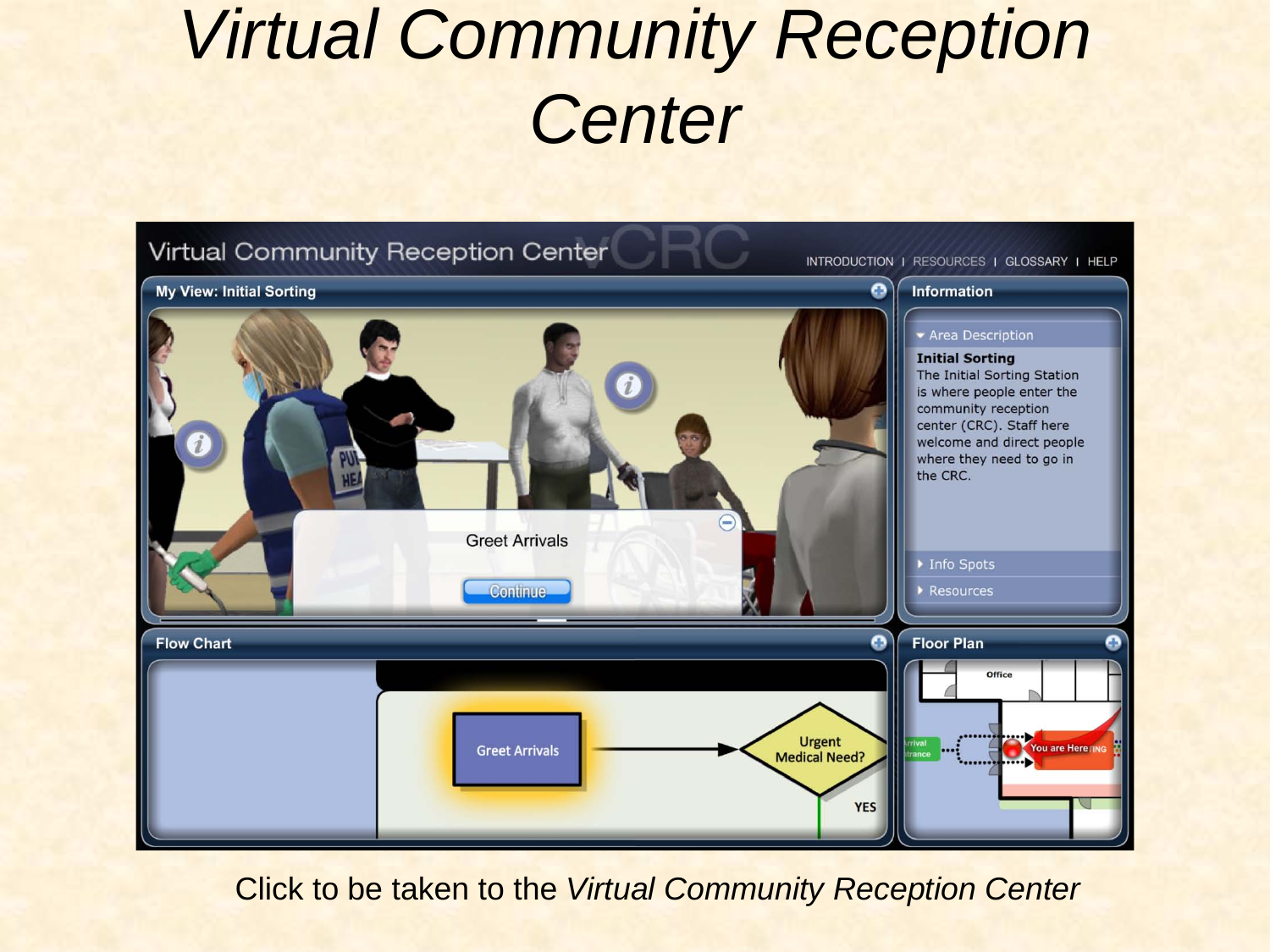# *Virtual Community Reception Center*

Click to be taken to the *Virtual Community Reception Center*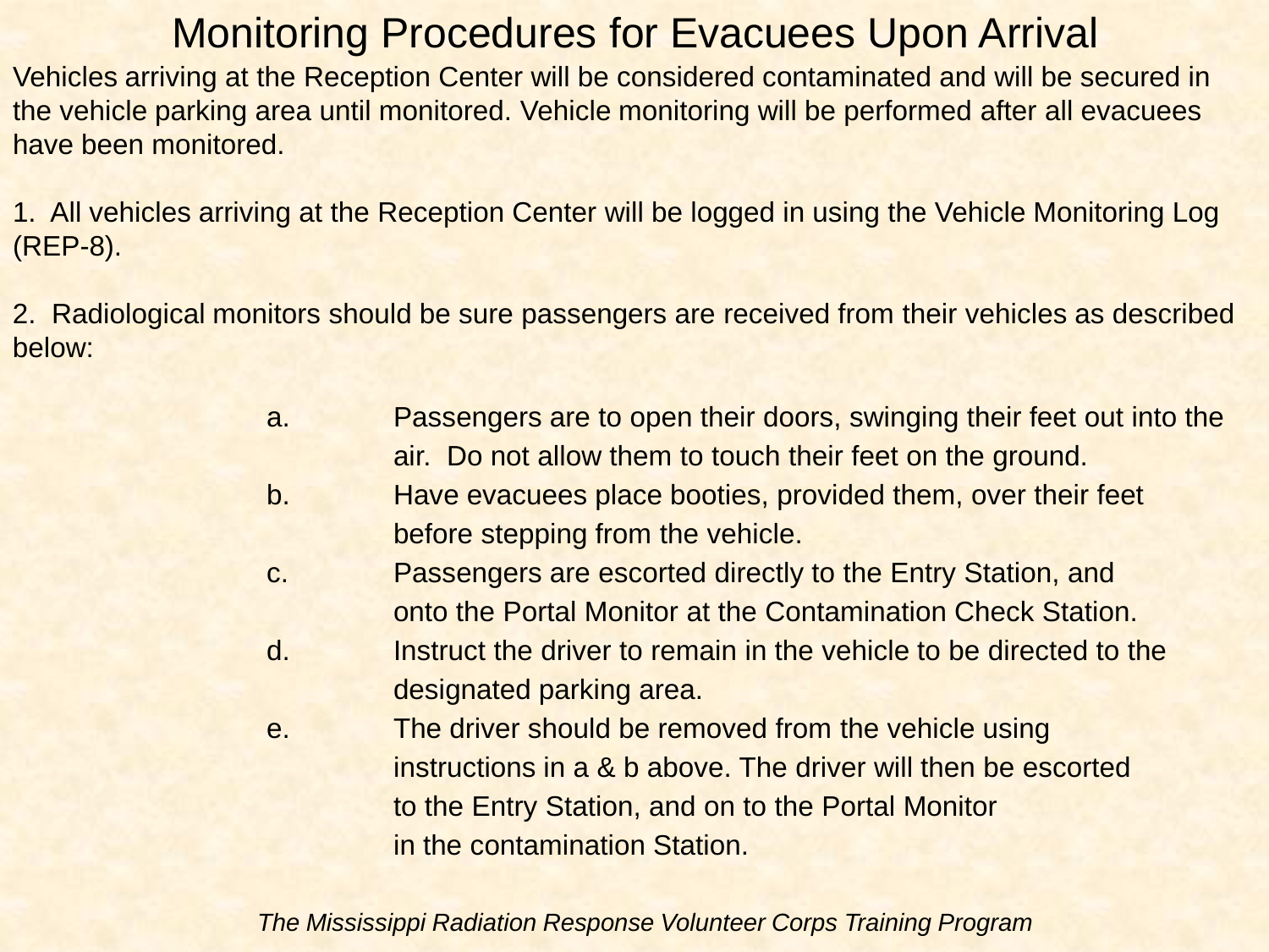# Monitoring Procedures for Evacuees Upon Arrival

Vehicles arriving at the Reception Center will be considered contaminated and will be secured in the vehicle parking area until monitored. Vehicle monitoring will be performed after all evacuees have been monitored.

1. All vehicles arriving at the Reception Center will be logged in using the Vehicle Monitoring Log (REP-8).

2. Radiological monitors should be sure passengers are received from their vehicles as described below:

   a. Passengers are to open their doors, swinging their feet out into the air. Do not allow them to touch their feet on the ground.
   
   b. Have evacuees place booties, provided them, over their feet before stepping from the vehicle.
   
   c. Passengers are escorted directly to the Entry Station, and onto the Portal Monitor at the Contamination Check Station.
   
   d. Instruct the driver to remain in the vehicle to be directed to the designated parking area.
   
   e. The driver should be removed from the vehicle using instructions in a & b above. The driver will then be escorted to the Entry Station, and on to the Portal Monitor in the contamination Station.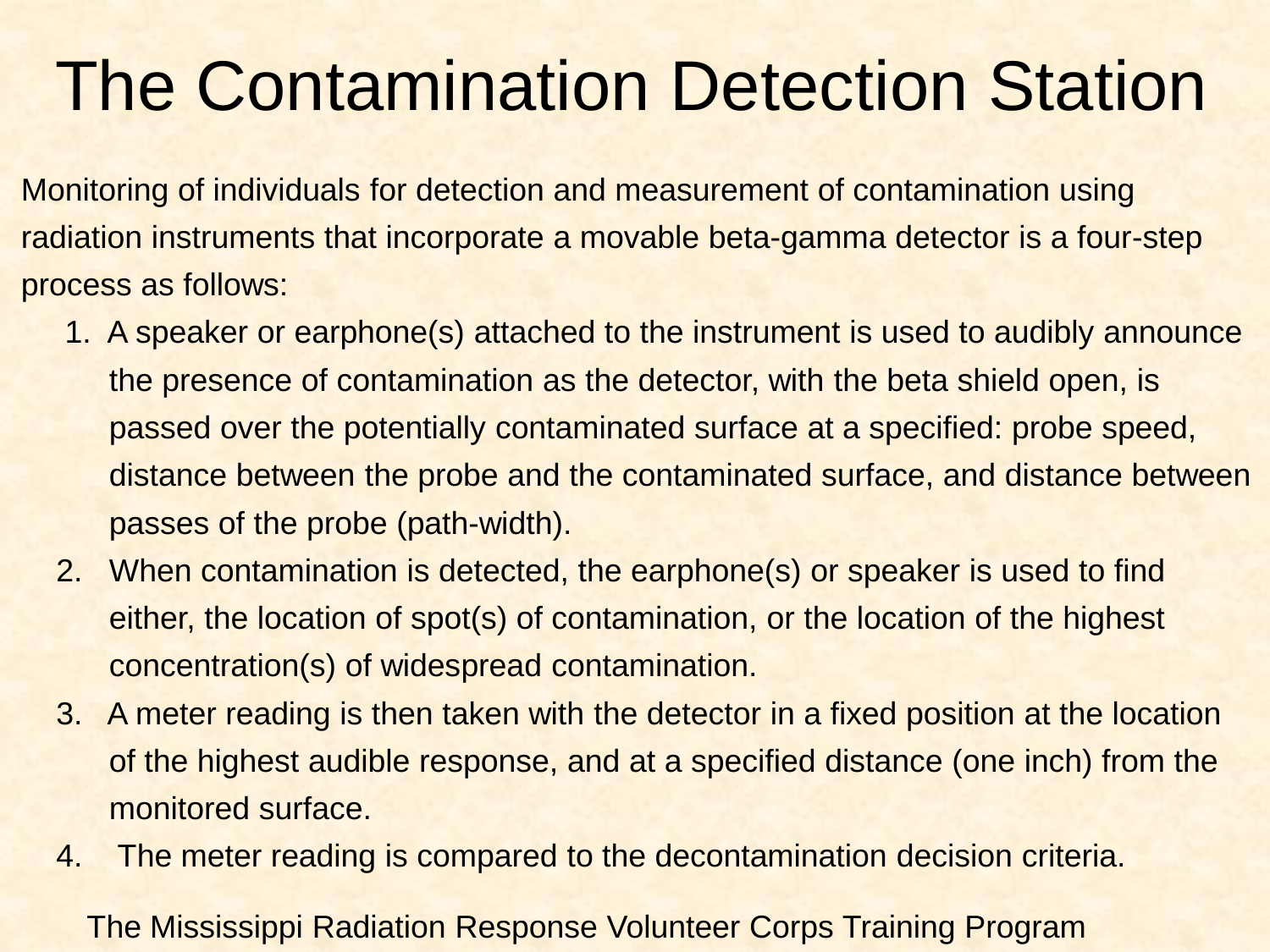# The Contamination Detection Station

Monitoring of individuals for detection and measurement of contamination using radiation instruments that incorporate a movable beta-gamma detector is a four-step process as follows:

1. A speaker or earphone(s) attached to the instrument is used to audibly announce the presence of contamination as the detector, with the beta shield open, is passed over the potentially contaminated surface at a specified: probe speed, distance between the probe and the contaminated surface, and distance between passes of the probe (path-width).
2. When contamination is detected, the earphone(s) or speaker is used to find either, the location of spot(s) of contamination, or the location of the highest concentration(s) of widespread contamination.
3. A meter reading is then taken with the detector in a fixed position at the location of the highest audible response, and at a specified distance (one inch) from the monitored surface.
4. The meter reading is compared to the decontamination decision criteria.

The Mississippi Radiation Response Volunteer Corps Training Program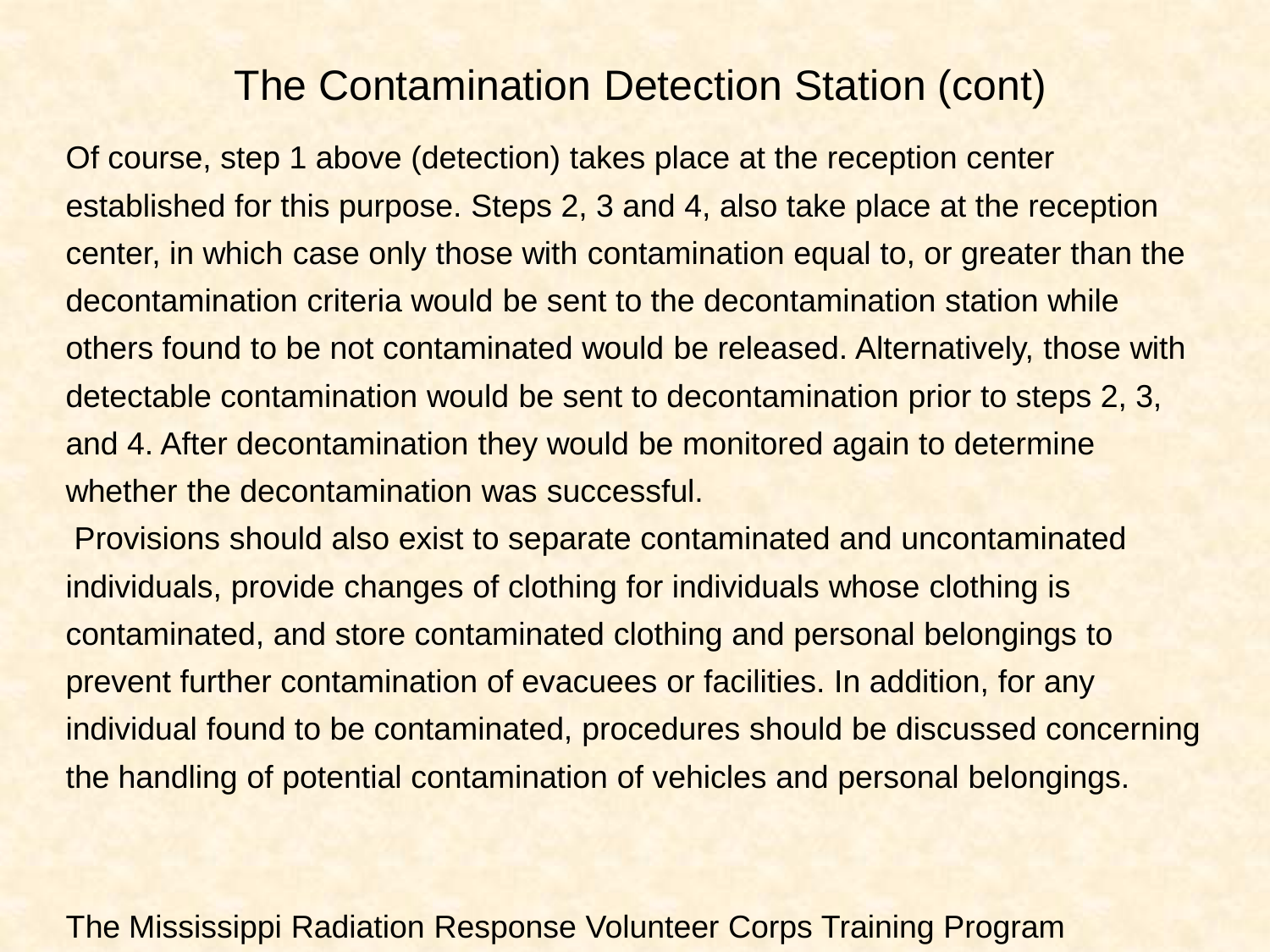# The Contamination Detection Station (cont)

Of course, step 1 above (detection) takes place at the reception center established for this purpose. Steps 2, 3 and 4, also take place at the reception center, in which case only those with contamination equal to, or greater than the decontamination criteria would be sent to the decontamination station while others found to be not contaminated would be released. Alternatively, those with detectable contamination would be sent to decontamination prior to steps 2, 3, and 4. After decontamination they would be monitored again to determine whether the decontamination was successful.

Provisions should also exist to separate contaminated and uncontaminated individuals, provide changes of clothing for individuals whose clothing is contaminated, and store contaminated clothing and personal belongings to prevent further contamination of evacuees or facilities. In addition, for any individual found to be contaminated, procedures should be discussed concerning the handling of potential contamination of vehicles and personal belongings.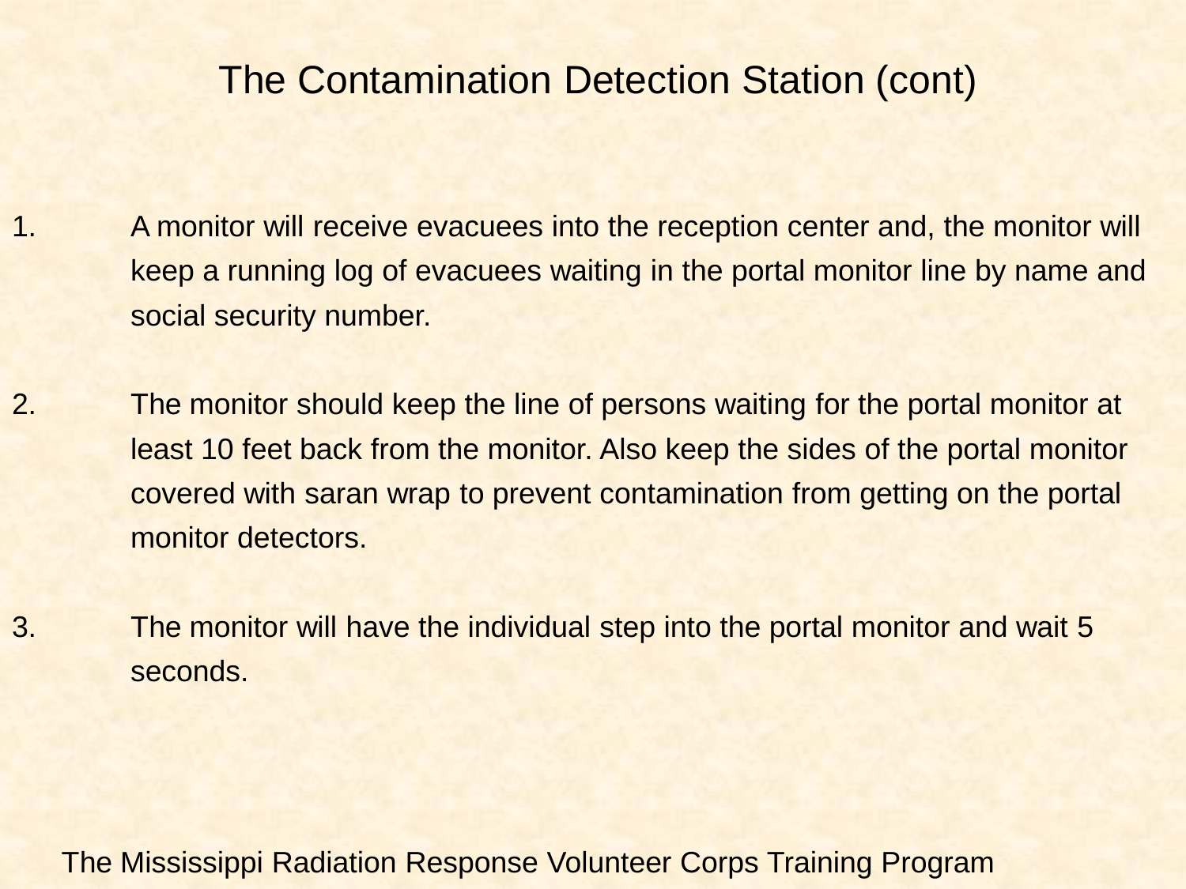# The Contamination Detection Station (cont)

1. A monitor will receive evacuees into the reception center and, the monitor will keep a running log of evacuees waiting in the portal monitor line by name and social security number.

2. The monitor should keep the line of persons waiting for the portal monitor at least 10 feet back from the monitor. Also keep the sides of the portal monitor covered with saran wrap to prevent contamination from getting on the portal monitor detectors.

3. The monitor will have the individual step into the portal monitor and wait 5 seconds.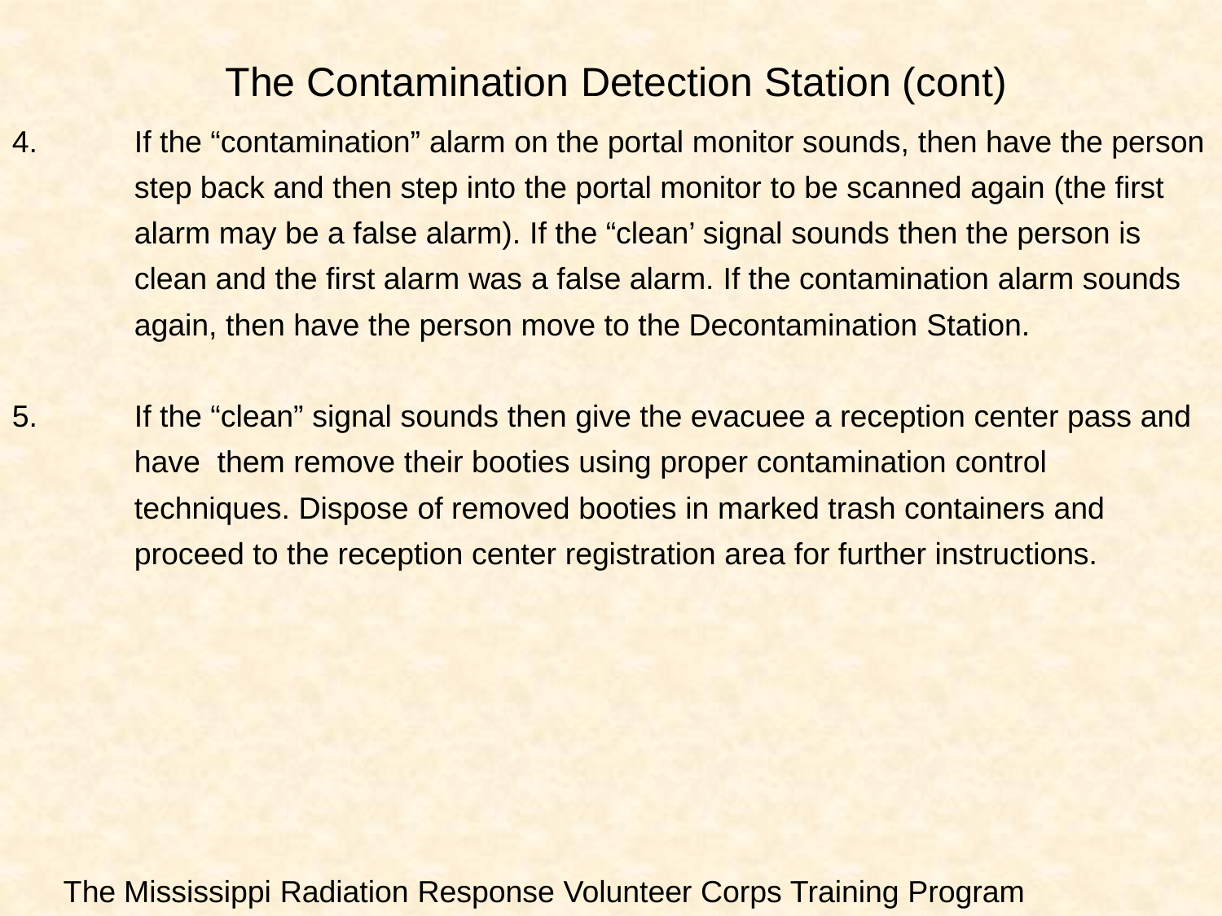# The Contamination Detection Station (cont)

4. If the “contamination” alarm on the portal monitor sounds, then have the person step back and then step into the portal monitor to be scanned again (the first alarm may be a false alarm). If the “clean’ signal sounds then the person is clean and the first alarm was a false alarm. If the contamination alarm sounds again, then have the person move to the Decontamination Station.

5. If the “clean” signal sounds then give the evacuee a reception center pass and have them remove their booties using proper contamination control techniques. Dispose of removed booties in marked trash containers and proceed to the reception center registration area for further instructions.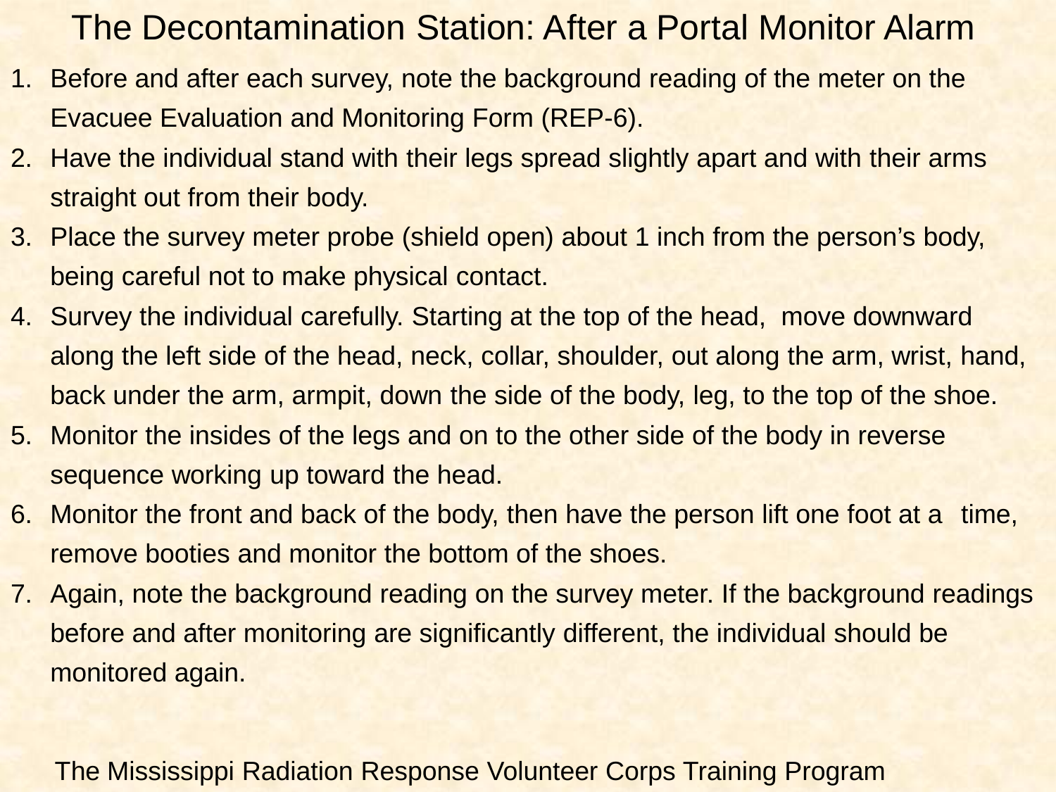# The Decontamination Station: After a Portal Monitor Alarm

1. Before and after each survey, note the background reading of the meter on the Evacuee Evaluation and Monitoring Form (REP-6).
2. Have the individual stand with their legs spread slightly apart and with their arms straight out from their body.
3. Place the survey meter probe (shield open) about 1 inch from the person's body, being careful not to make physical contact.
4. Survey the individual carefully. Starting at the top of the head, move downward along the left side of the head, neck, collar, shoulder, out along the arm, wrist, hand, back under the arm, armpit, down the side of the body, leg, to the top of the shoe.
5. Monitor the insides of the legs and on to the other side of the body in reverse sequence working up toward the head.
6. Monitor the front and back of the body, then have the person lift one foot at a time, remove booties and monitor the bottom of the shoes.
7. Again, note the background reading on the survey meter. If the background readings before and after monitoring are significantly different, the individual should be monitored again.

The Mississippi Radiation Response Volunteer Corps Training Program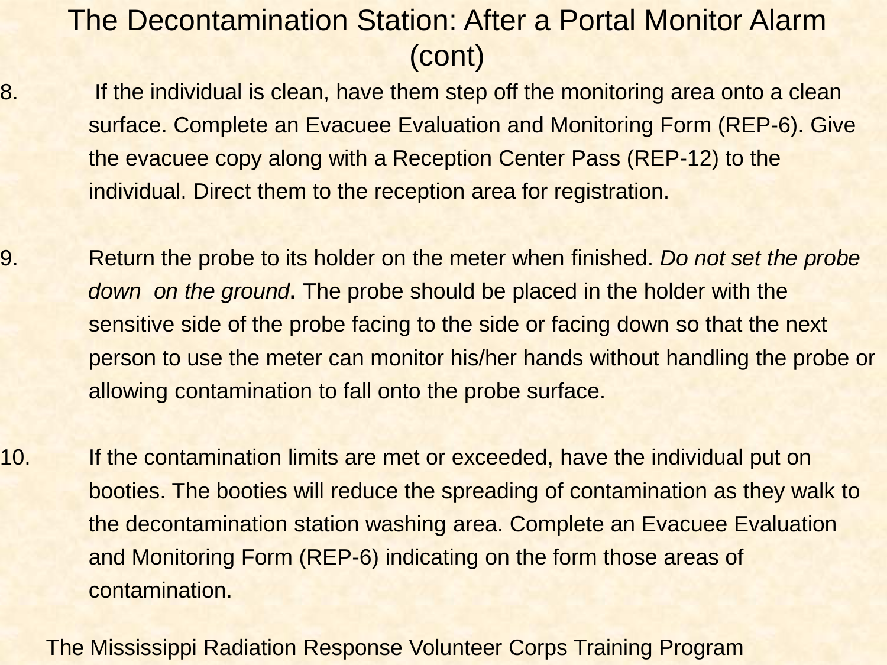# The Decontamination Station: After a Portal Monitor Alarm (cont)

8. If the individual is clean, have them step off the monitoring area onto a clean surface. Complete an Evacuee Evaluation and Monitoring Form (REP-6). Give the evacuee copy along with a Reception Center Pass (REP-12) to the individual. Direct them to the reception area for registration.

9. Return the probe to its holder on the meter when finished. *Do not set the probe down on the ground***.** The probe should be placed in the holder with the sensitive side of the probe facing to the side or facing down so that the next person to use the meter can monitor his/her hands without handling the probe or allowing contamination to fall onto the probe surface.

10. If the contamination limits are met or exceeded, have the individual put on booties. The booties will reduce the spreading of contamination as they walk to the decontamination station washing area. Complete an Evacuee Evaluation and Monitoring Form (REP-6) indicating on the form those areas of contamination.

The Mississippi Radiation Response Volunteer Corps Training Program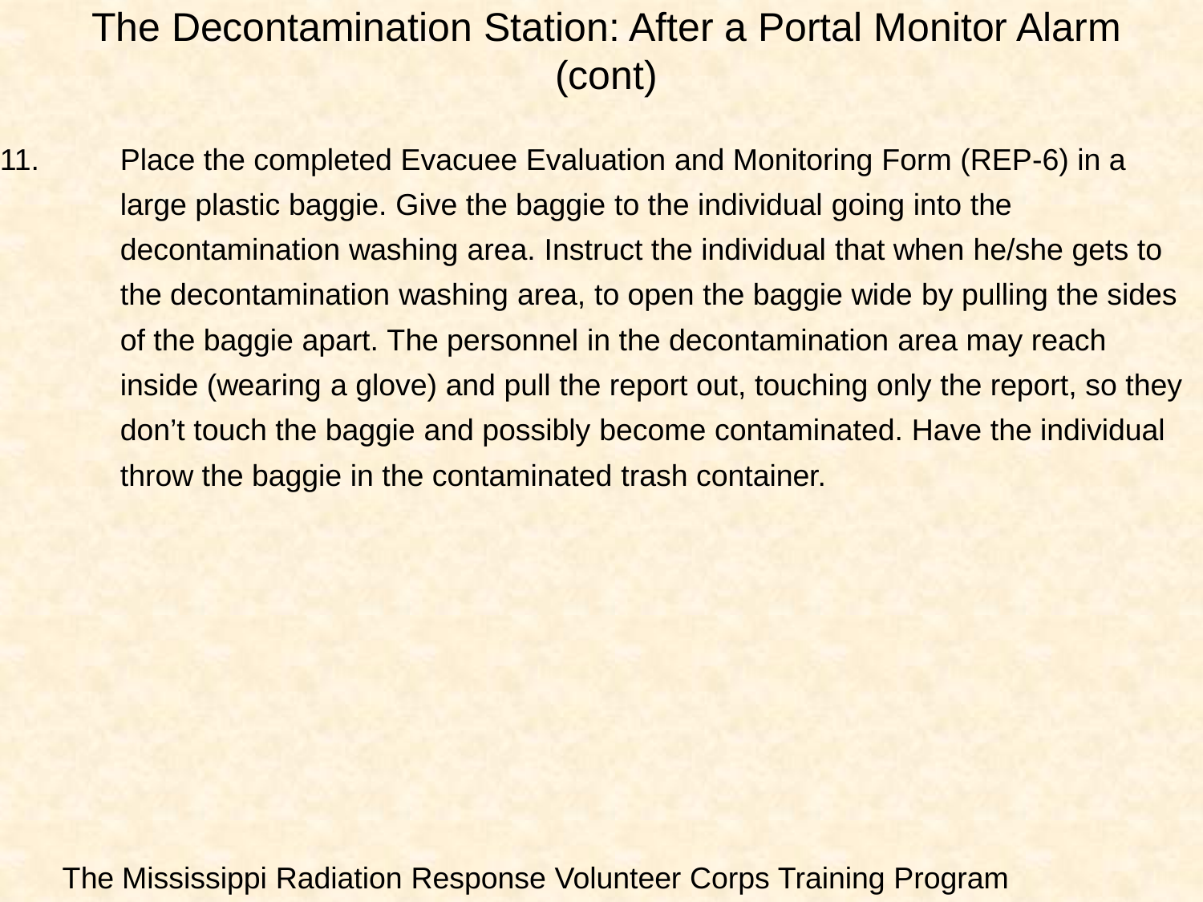# The Decontamination Station: After a Portal Monitor Alarm (cont)

11. Place the completed Evacuee Evaluation and Monitoring Form (REP-6) in a large plastic baggie. Give the baggie to the individual going into the decontamination washing area. Instruct the individual that when he/she gets to the decontamination washing area, to open the baggie wide by pulling the sides of the baggie apart. The personnel in the decontamination area may reach inside (wearing a glove) and pull the report out, touching only the report, so they don't touch the baggie and possibly become contaminated. Have the individual throw the baggie in the contaminated trash container.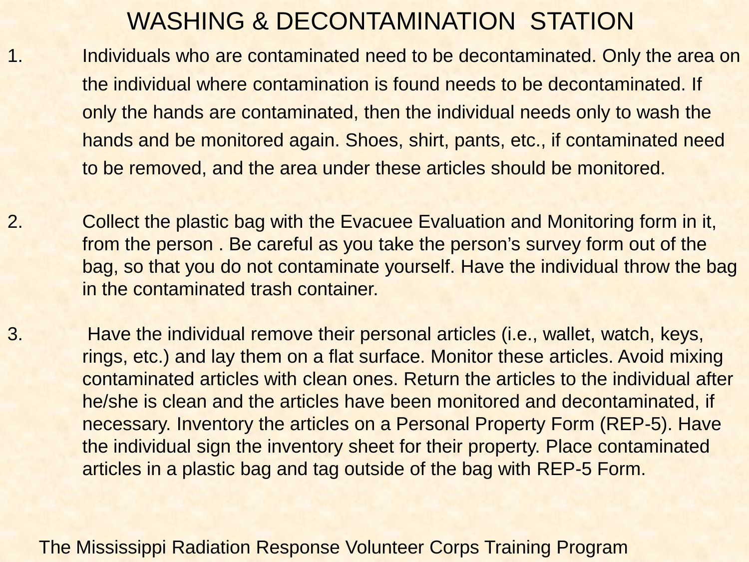# WASHING & DECONTAMINATION STATION

1. Individuals who are contaminated need to be decontaminated. Only the area on the individual where contamination is found needs to be decontaminated. If only the hands are contaminated, then the individual needs only to wash the hands and be monitored again. Shoes, shirt, pants, etc., if contaminated need to be removed, and the area under these articles should be monitored.

2. Collect the plastic bag with the Evacuee Evaluation and Monitoring form in it, from the person . Be careful as you take the person's survey form out of the bag, so that you do not contaminate yourself. Have the individual throw the bag in the contaminated trash container.

3. Have the individual remove their personal articles (i.e., wallet, watch, keys, rings, etc.) and lay them on a flat surface. Monitor these articles. Avoid mixing contaminated articles with clean ones. Return the articles to the individual after he/she is clean and the articles have been monitored and decontaminated, if necessary. Inventory the articles on a Personal Property Form (REP-5). Have the individual sign the inventory sheet for their property. Place contaminated articles in a plastic bag and tag outside of the bag with REP-5 Form.

The Mississippi Radiation Response Volunteer Corps Training Program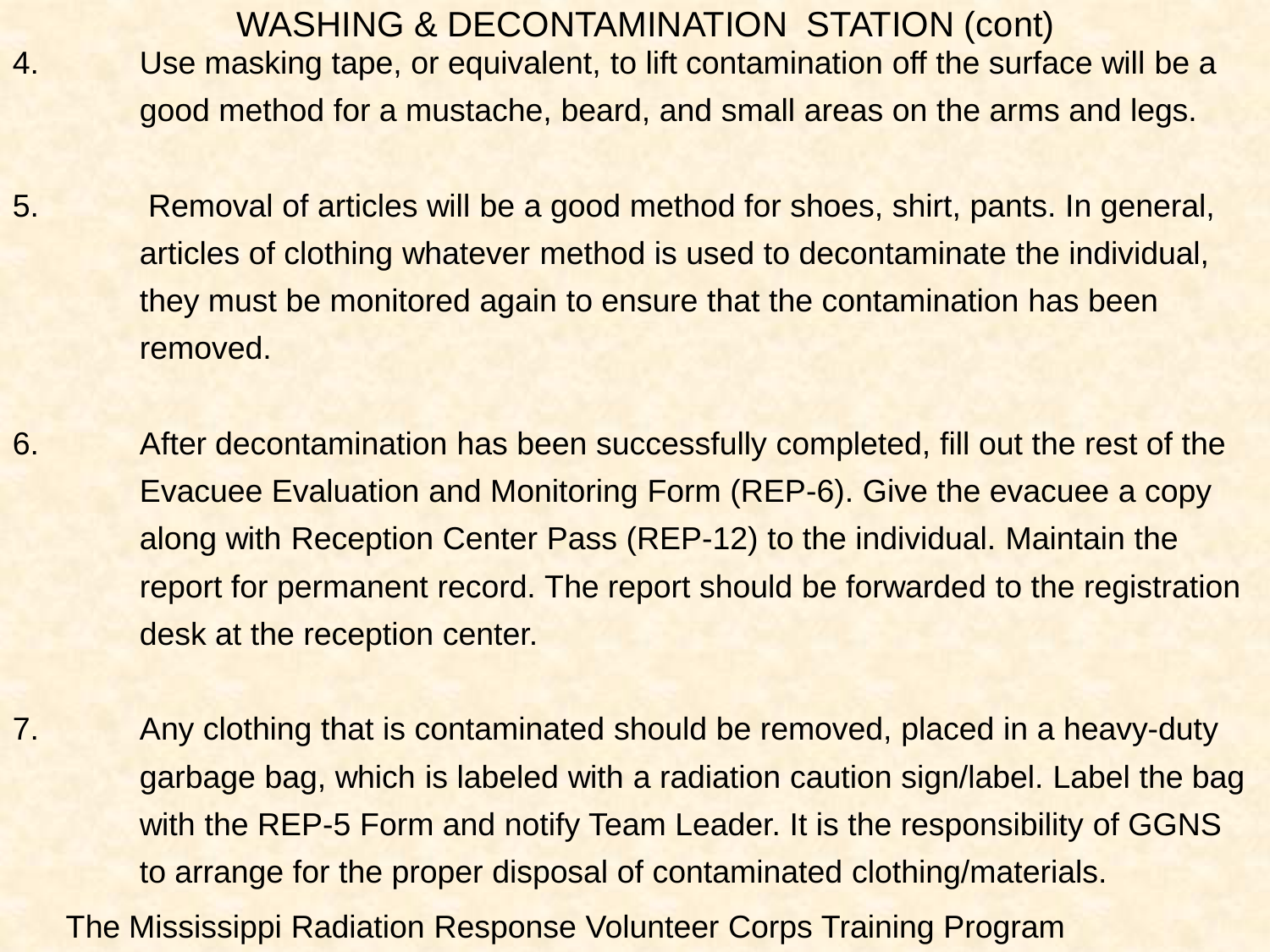## WASHING & DECONTAMINATION STATION (cont)

4. Use masking tape, or equivalent, to lift contamination off the surface will be a good method for a mustache, beard, and small areas on the arms and legs.

5. Removal of articles will be a good method for shoes, shirt, pants. In general, articles of clothing whatever method is used to decontaminate the individual, they must be monitored again to ensure that the contamination has been removed.

6. After decontamination has been successfully completed, fill out the rest of the Evacuee Evaluation and Monitoring Form (REP-6). Give the evacuee a copy along with Reception Center Pass (REP-12) to the individual. Maintain the report for permanent record. The report should be forwarded to the registration desk at the reception center.

7. Any clothing that is contaminated should be removed, placed in a heavy-duty garbage bag, which is labeled with a radiation caution sign/label. Label the bag with the REP-5 Form and notify Team Leader. It is the responsibility of GGNS to arrange for the proper disposal of contaminated clothing/materials.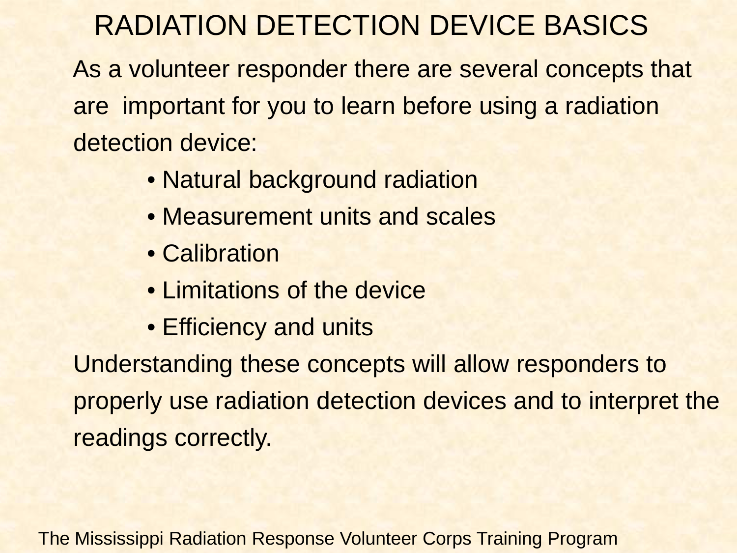# RADIATION DETECTION DEVICE BASICS

As a volunteer responder there are several concepts that are important for you to learn before using a radiation detection device:

- Natural background radiation
- Measurement units and scales
- Calibration
- Limitations of the device
- Efficiency and units

Understanding these concepts will allow responders to properly use radiation detection devices and to interpret the readings correctly.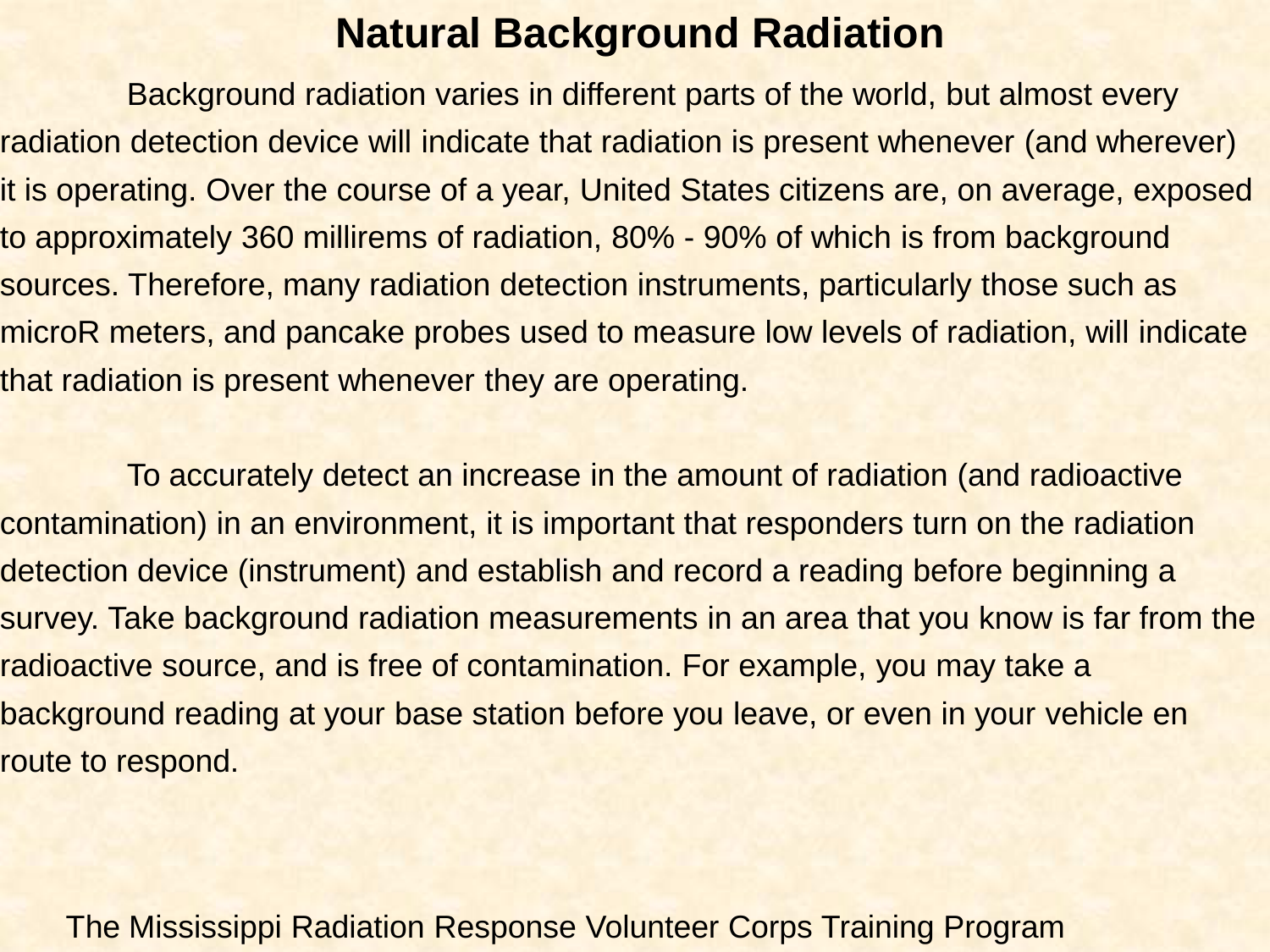# Natural Background Radiation

Background radiation varies in different parts of the world, but almost every radiation detection device will indicate that radiation is present whenever (and wherever) it is operating. Over the course of a year, United States citizens are, on average, exposed to approximately 360 millirems of radiation, 80% - 90% of which is from background sources. Therefore, many radiation detection instruments, particularly those such as microR meters, and pancake probes used to measure low levels of radiation, will indicate that radiation is present whenever they are operating.

To accurately detect an increase in the amount of radiation (and radioactive contamination) in an environment, it is important that responders turn on the radiation detection device (instrument) and establish and record a reading before beginning a survey. Take background radiation measurements in an area that you know is far from the radioactive source, and is free of contamination. For example, you may take a background reading at your base station before you leave, or even in your vehicle en route to respond.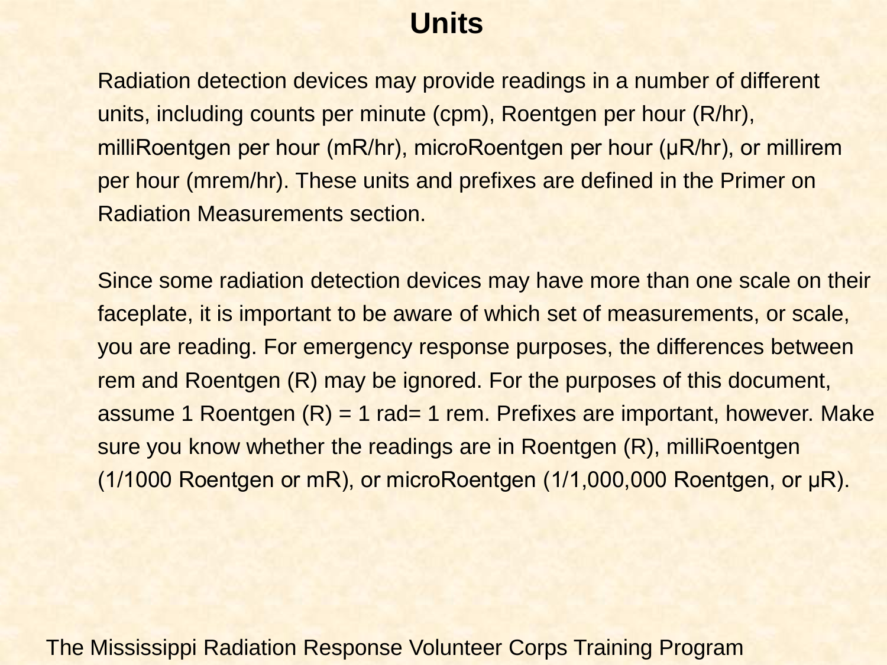# Units

Radiation detection devices may provide readings in a number of different units, including counts per minute (cpm), Roentgen per hour (R/hr), milliRoentgen per hour (mR/hr), microRoentgen per hour (μR/hr), or millirem per hour (mrem/hr). These units and prefixes are defined in the Primer on Radiation Measurements section.

Since some radiation detection devices may have more than one scale on their faceplate, it is important to be aware of which set of measurements, or scale, you are reading. For emergency response purposes, the differences between rem and Roentgen (R) may be ignored. For the purposes of this document, assume 1 Roentgen (R) = 1 rad= 1 rem. Prefixes are important, however. Make sure you know whether the readings are in Roentgen (R), milliRoentgen (1/1000 Roentgen or mR), or microRoentgen (1/1,000,000 Roentgen, or μR).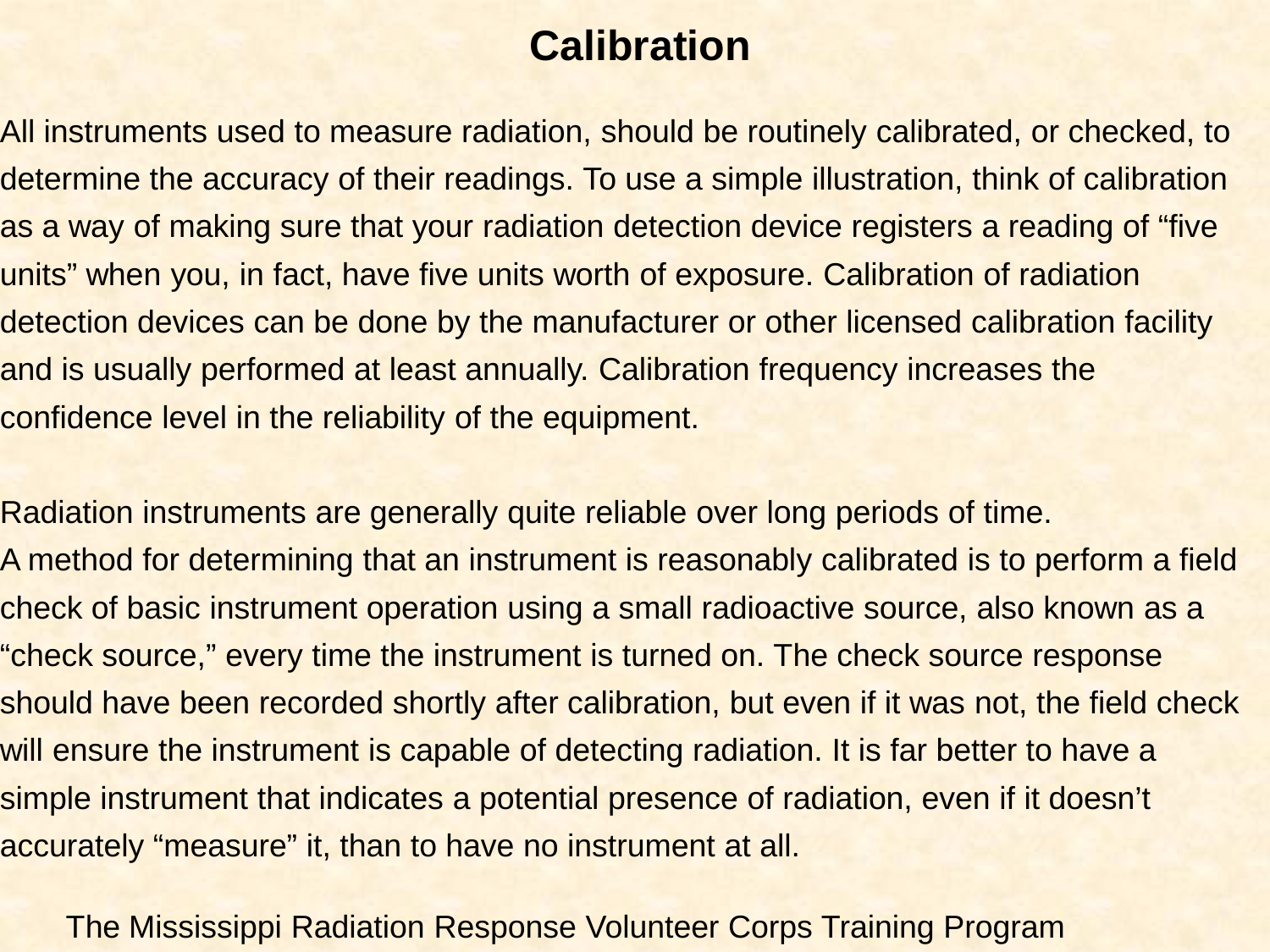# Calibration

All instruments used to measure radiation, should be routinely calibrated, or checked, to determine the accuracy of their readings. To use a simple illustration, think of calibration as a way of making sure that your radiation detection device registers a reading of “five units” when you, in fact, have five units worth of exposure. Calibration of radiation detection devices can be done by the manufacturer or other licensed calibration facility and is usually performed at least annually. Calibration frequency increases the confidence level in the reliability of the equipment.

Radiation instruments are generally quite reliable over long periods of time.
A method for determining that an instrument is reasonably calibrated is to perform a field check of basic instrument operation using a small radioactive source, also known as a “check source,” every time the instrument is turned on. The check source response should have been recorded shortly after calibration, but even if it was not, the field check will ensure the instrument is capable of detecting radiation. It is far better to have a simple instrument that indicates a potential presence of radiation, even if it doesn’t accurately “measure” it, than to have no instrument at all.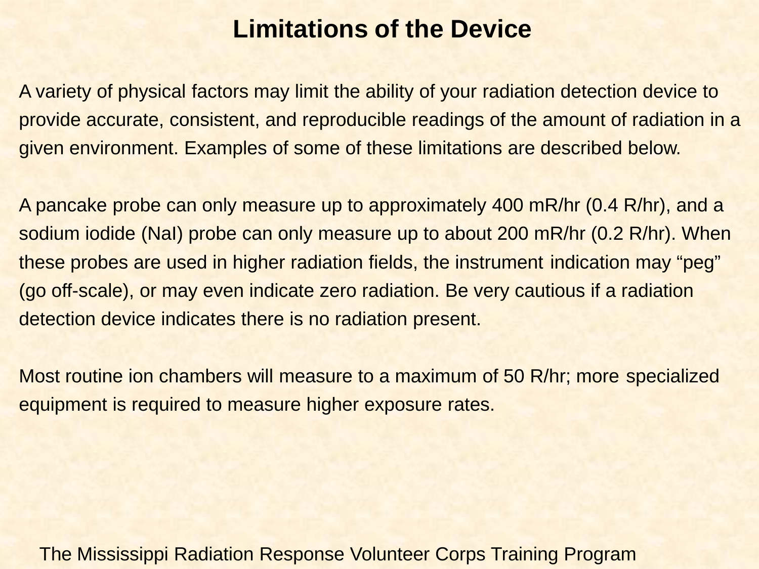# Limitations of the Device

A variety of physical factors may limit the ability of your radiation detection device to provide accurate, consistent, and reproducible readings of the amount of radiation in a given environment. Examples of some of these limitations are described below.

A pancake probe can only measure up to approximately 400 mR/hr (0.4 R/hr), and a sodium iodide (NaI) probe can only measure up to about 200 mR/hr (0.2 R/hr). When these probes are used in higher radiation fields, the instrument indication may “peg” (go off-scale), or may even indicate zero radiation. Be very cautious if a radiation detection device indicates there is no radiation present.

Most routine ion chambers will measure to a maximum of 50 R/hr; more specialized equipment is required to measure higher exposure rates.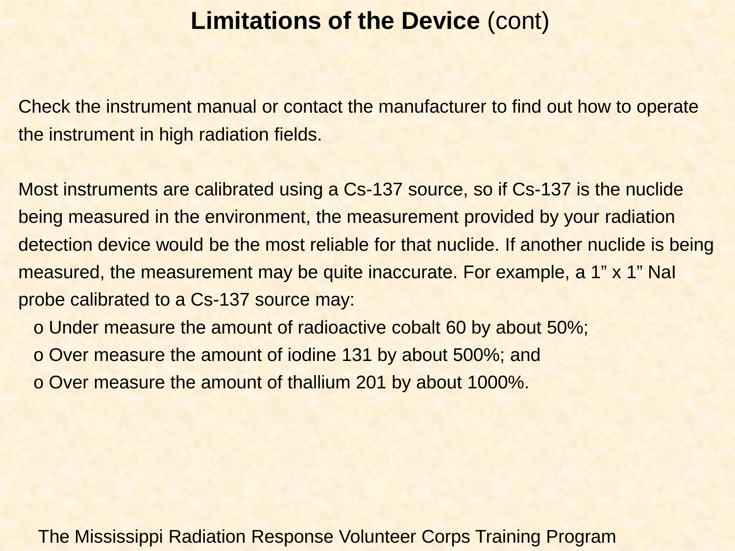# **Limitations of the Device** (cont)

Check the instrument manual or contact the manufacturer to find out how to operate the instrument in high radiation fields.

Most instruments are calibrated using a Cs-137 source, so if Cs-137 is the nuclide being measured in the environment, the measurement provided by your radiation detection device would be the most reliable for that nuclide. If another nuclide is being measured, the measurement may be quite inaccurate. For example, a 1” x 1” NaI probe calibrated to a Cs-137 source may:

- Under measure the amount of radioactive cobalt 60 by about 50%;
- Over measure the amount of iodine 131 by about 500%; and
- Over measure the amount of thallium 201 by about 1000%.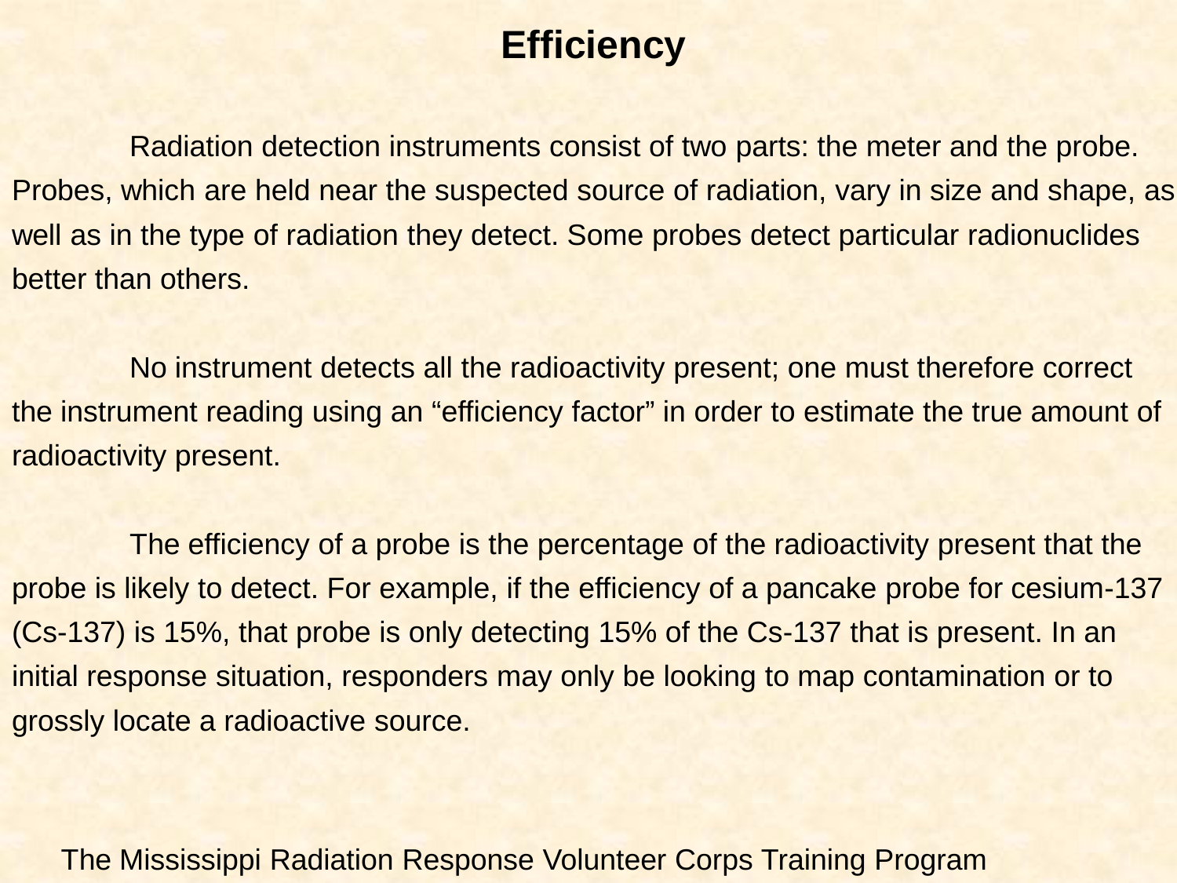# Efficiency

Radiation detection instruments consist of two parts: the meter and the probe. Probes, which are held near the suspected source of radiation, vary in size and shape, as well as in the type of radiation they detect. Some probes detect particular radionuclides better than others.

No instrument detects all the radioactivity present; one must therefore correct the instrument reading using an "efficiency factor" in order to estimate the true amount of radioactivity present.

The efficiency of a probe is the percentage of the radioactivity present that the probe is likely to detect. For example, if the efficiency of a pancake probe for cesium-137 (Cs-137) is 15%, that probe is only detecting 15% of the Cs-137 that is present. In an initial response situation, responders may only be looking to map contamination or to grossly locate a radioactive source.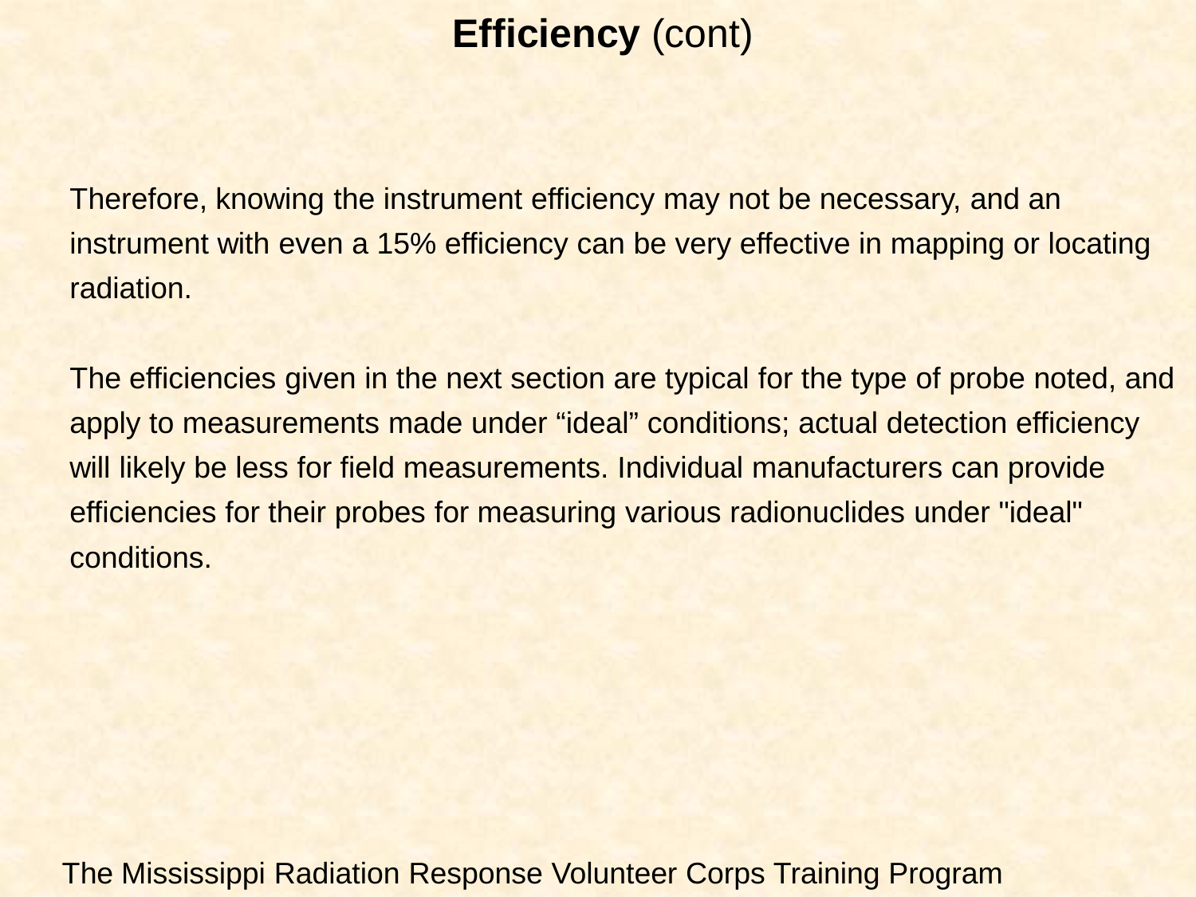# **Efficiency** (cont)

Therefore, knowing the instrument efficiency may not be necessary, and an instrument with even a 15% efficiency can be very effective in mapping or locating radiation.

The efficiencies given in the next section are typical for the type of probe noted, and apply to measurements made under “ideal” conditions; actual detection efficiency will likely be less for field measurements. Individual manufacturers can provide efficiencies for their probes for measuring various radionuclides under "ideal" conditions.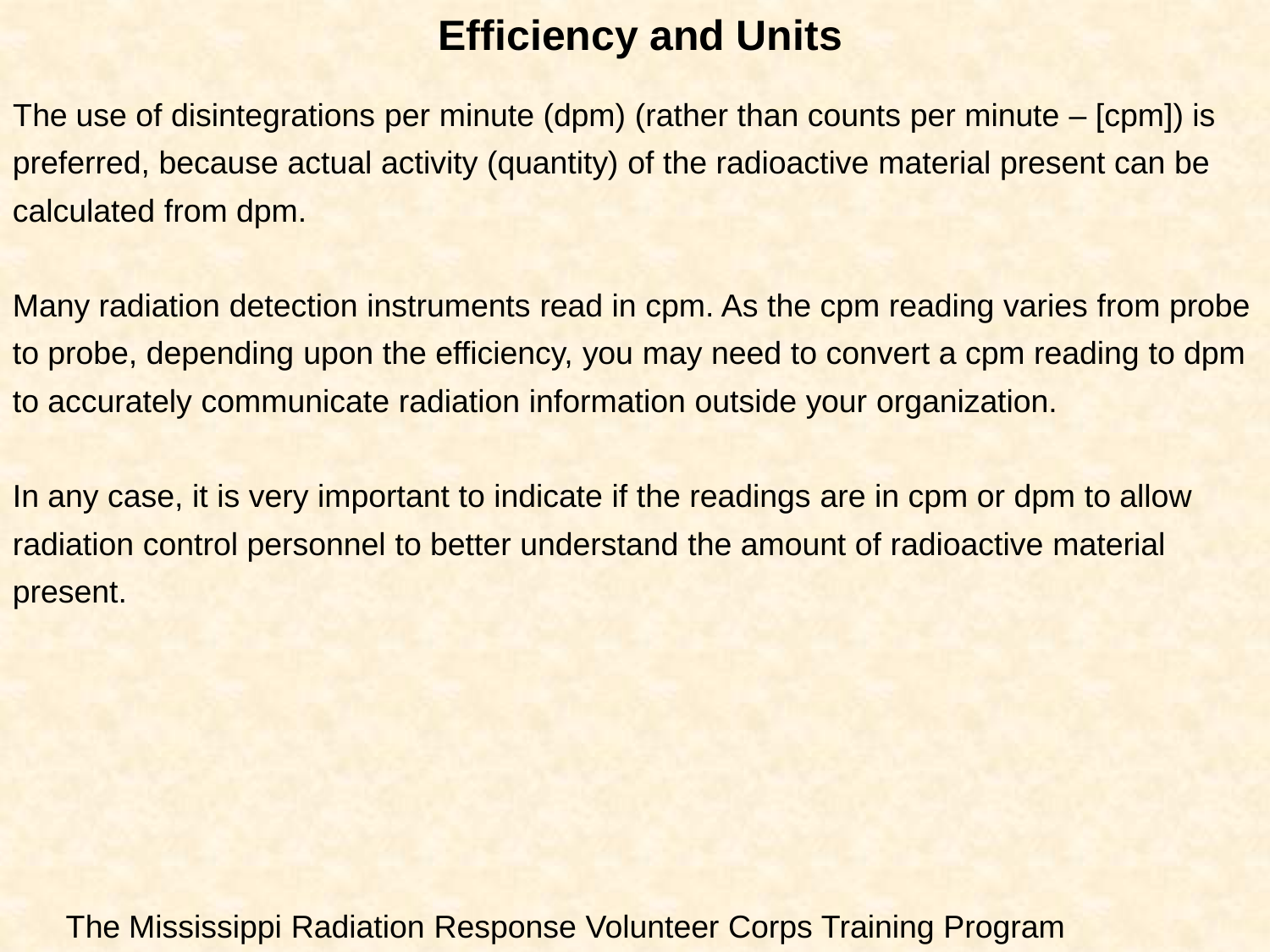# Efficiency and Units

The use of disintegrations per minute (dpm) (rather than counts per minute – [cpm]) is preferred, because actual activity (quantity) of the radioactive material present can be calculated from dpm.

Many radiation detection instruments read in cpm. As the cpm reading varies from probe to probe, depending upon the efficiency, you may need to convert a cpm reading to dpm to accurately communicate radiation information outside your organization.

In any case, it is very important to indicate if the readings are in cpm or dpm to allow radiation control personnel to better understand the amount of radioactive material present.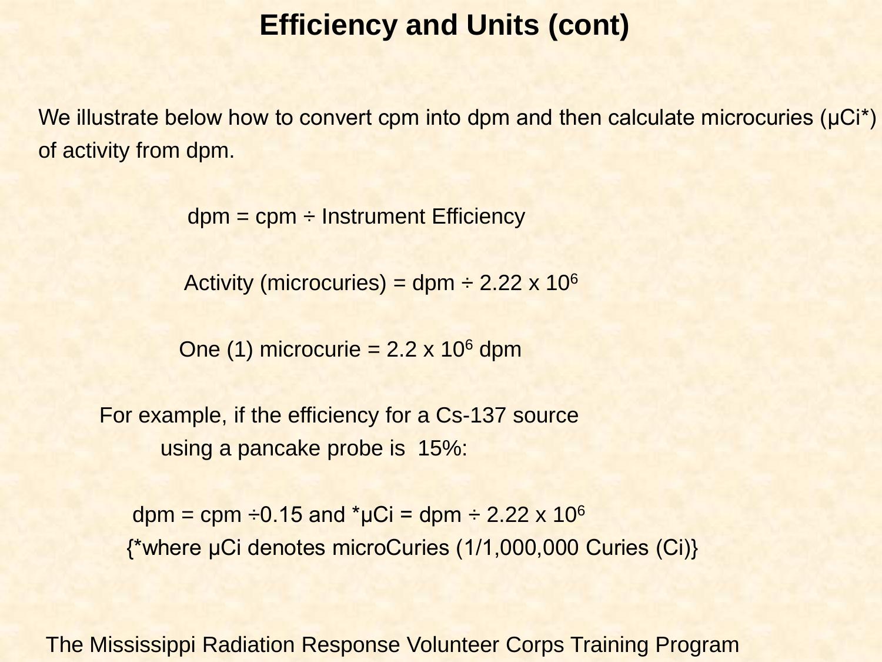# Efficiency and Units (cont)

We illustrate below how to convert cpm into dpm and then calculate microcuries (μCi*) of activity from dpm.

$$\text{dpm} = \text{cpm} \div \text{Instrument Efficiency}$$

$$\text{Activity (microcuries)} = \text{dpm} \div 2.22 \times 10^6$$

$$\text{One (1) microcurie} = 2.2 \times 10^6 \text{ dpm}$$

For example, if the efficiency for a Cs-137 source using a pancake probe is 15%:

$$\text{dpm} = \text{cpm} \div 0.15 \text{ and } ^*\mu\text{Ci} = \text{dpm} \div 2.22 \times 10^6$$

{*where μCi denotes microCuries (1/1,000,000 Curies (Ci)}

The Mississippi Radiation Response Volunteer Corps Training Program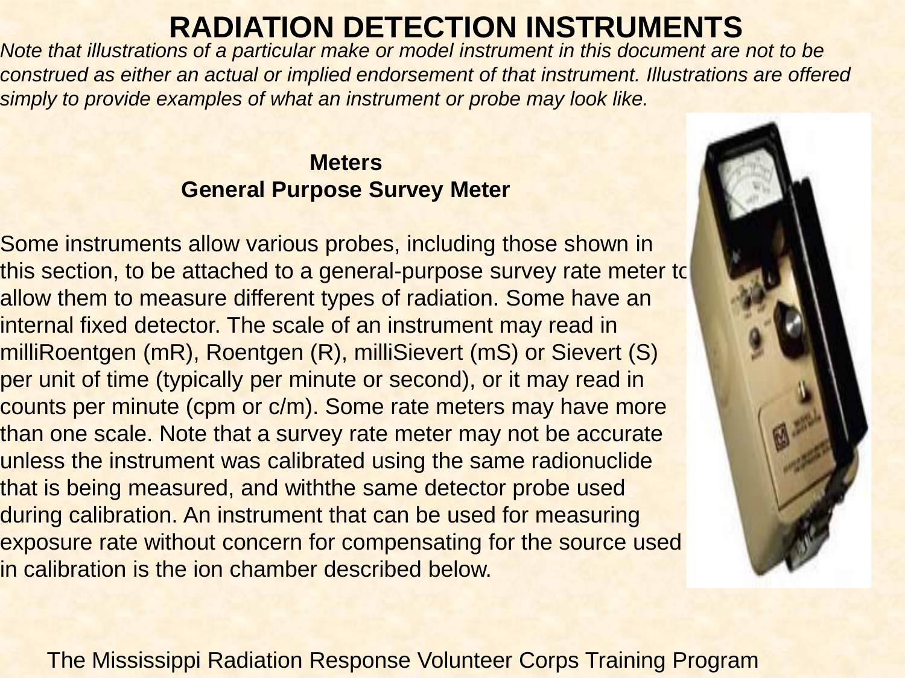# RADIATION DETECTION INSTRUMENTS

*Note that illustrations of a particular make or model instrument in this document are not to be construed as either an actual or implied endorsement of that instrument. Illustrations are offered simply to provide examples of what an instrument or probe may look like.*

## Meters

### General Purpose Survey Meter

Some instruments allow various probes, including those shown in this section, to be attached to a general-purpose survey rate meter to allow them to measure different types of radiation. Some have an internal fixed detector. The scale of an instrument may read in milliRoentgen (mR), Roentgen (R), milliSievert (mS) or Sievert (S) per unit of time (typically per minute or second), or it may read in counts per minute (cpm or c/m). Some rate meters may have more than one scale. Note that a survey rate meter may not be accurate unless the instrument was calibrated using the same radionuclide that is being measured, and withthe same detector probe used during calibration. An instrument that can be used for measuring exposure rate without concern for compensating for the source used in calibration is the ion chamber described below.

The Mississippi Radiation Response Volunteer Corps Training Program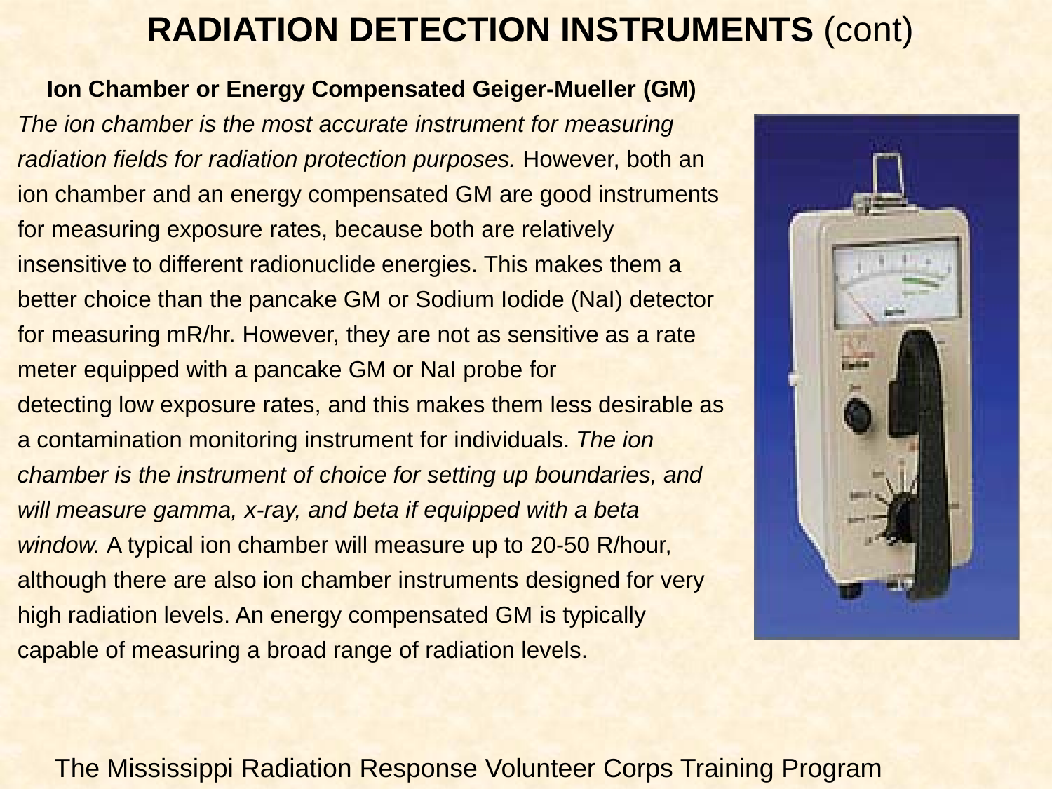# RADIATION DETECTION INSTRUMENTS (cont)

**Ion Chamber or Energy Compensated Geiger-Mueller (GM)**

*The ion chamber is the most accurate instrument for measuring radiation fields for radiation protection purposes.* However, both an ion chamber and an energy compensated GM are good instruments for measuring exposure rates, because both are relatively insensitive to different radionuclide energies. This makes them a better choice than the pancake GM or Sodium Iodide (NaI) detector for measuring mR/hr. However, they are not as sensitive as a rate meter equipped with a pancake GM or NaI probe for detecting low exposure rates, and this makes them less desirable as a contamination monitoring instrument for individuals. *The ion chamber is the instrument of choice for setting up boundaries, and will measure gamma, x-ray, and beta if equipped with a beta window.* A typical ion chamber will measure up to 20-50 R/hour, although there are also ion chamber instruments designed for very high radiation levels. An energy compensated GM is typically capable of measuring a broad range of radiation levels.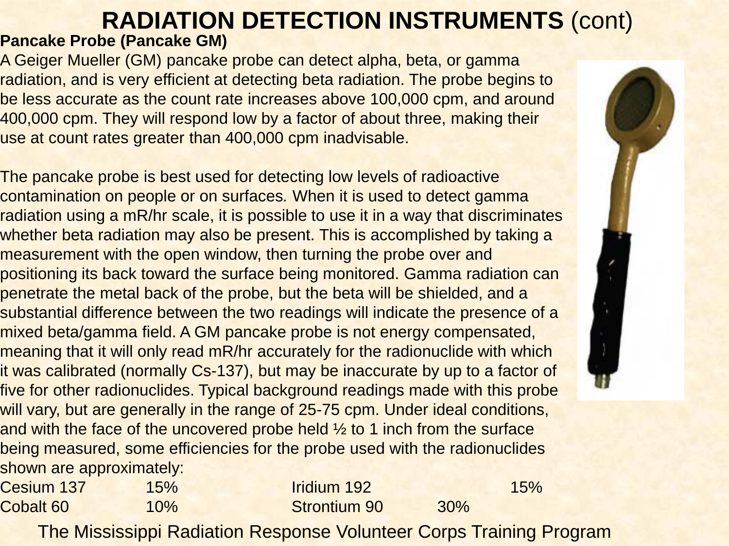# RADIATION DETECTION INSTRUMENTS (cont)

**Pancake Probe (Pancake GM)**

A Geiger Mueller (GM) pancake probe can detect alpha, beta, or gamma radiation, and is very efficient at detecting beta radiation. The probe begins to be less accurate as the count rate increases above 100,000 cpm, and around 400,000 cpm. They will respond low by a factor of about three, making their use at count rates greater than 400,000 cpm inadvisable.

The pancake probe is best used for detecting low levels of radioactive contamination on people or on surfaces. When it is used to detect gamma radiation using a mR/hr scale, it is possible to use it in a way that discriminates whether beta radiation may also be present. This is accomplished by taking a measurement with the open window, then turning the probe over and positioning its back toward the surface being monitored. Gamma radiation can penetrate the metal back of the probe, but the beta will be shielded, and a substantial difference between the two readings will indicate the presence of a mixed beta/gamma field. A GM pancake probe is not energy compensated, meaning that it will only read mR/hr accurately for the radionuclide with which it was calibrated (normally Cs-137), but may be inaccurate by up to a factor of five for other radionuclides. Typical background readings made with this probe will vary, but are generally in the range of 25-75 cpm. Under ideal conditions, and with the face of the uncovered probe held ½ to 1 inch from the surface being measured, some efficiencies for the probe used with the radionuclides shown are approximately:

| | | | |
|---|---|---|---|
| Cesium 137 | 15% | Iridium 192 | 15% |
| Cobalt 60 | 10% | Strontium 90 | 30% |

The Mississippi Radiation Response Volunteer Corps Training Program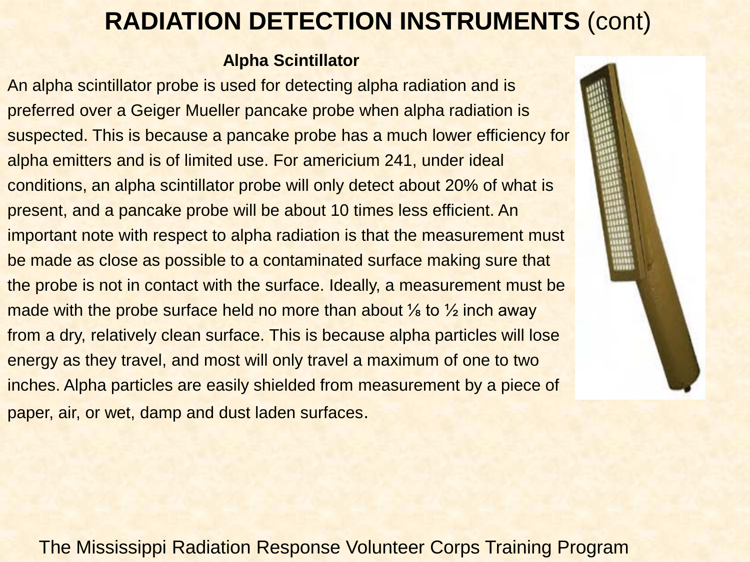# RADIATION DETECTION INSTRUMENTS (cont)

**Alpha Scintillator**

An alpha scintillator probe is used for detecting alpha radiation and is preferred over a Geiger Mueller pancake probe when alpha radiation is suspected. This is because a pancake probe has a much lower efficiency for alpha emitters and is of limited use. For americium 241, under ideal conditions, an alpha scintillator probe will only detect about 20% of what is present, and a pancake probe will be about 10 times less efficient. An important note with respect to alpha radiation is that the measurement must be made as close as possible to a contaminated surface making sure that the probe is not in contact with the surface. Ideally, a measurement must be made with the probe surface held no more than about ⅛ to ½ inch away from a dry, relatively clean surface. This is because alpha particles will lose energy as they travel, and most will only travel a maximum of one to two inches. Alpha particles are easily shielded from measurement by a piece of paper, air, or wet, damp and dust laden surfaces.

The Mississippi Radiation Response Volunteer Corps Training Program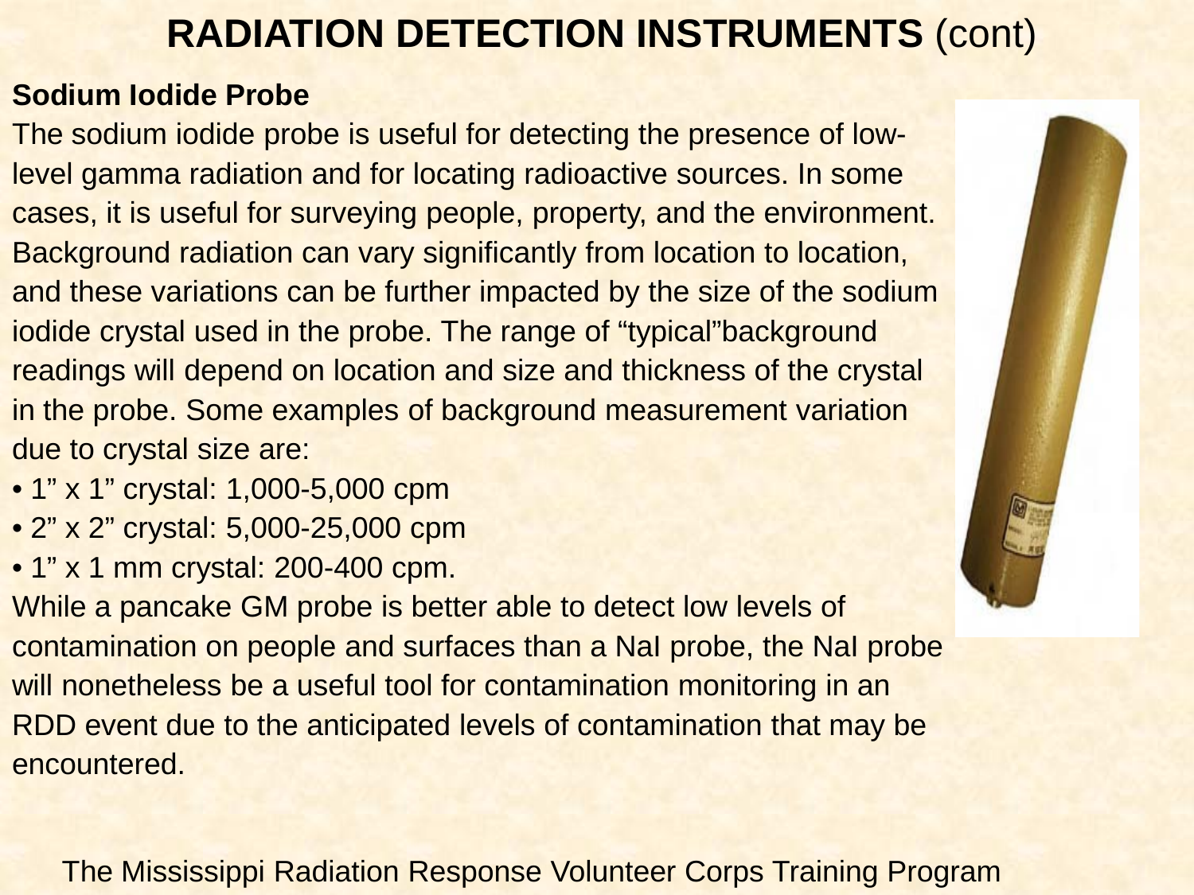# RADIATION DETECTION INSTRUMENTS (cont)

**Sodium Iodide Probe**

The sodium iodide probe is useful for detecting the presence of low-level gamma radiation and for locating radioactive sources. In some cases, it is useful for surveying people, property, and the environment. Background radiation can vary significantly from location to location, and these variations can be further impacted by the size of the sodium iodide crystal used in the probe. The range of “typical”background readings will depend on location and size and thickness of the crystal in the probe. Some examples of background measurement variation due to crystal size are:

- 1” x 1” crystal: 1,000-5,000 cpm
- 2” x 2” crystal: 5,000-25,000 cpm
- 1” x 1 mm crystal: 200-400 cpm.

While a pancake GM probe is better able to detect low levels of contamination on people and surfaces than a NaI probe, the NaI probe will nonetheless be a useful tool for contamination monitoring in an RDD event due to the anticipated levels of contamination that may be encountered.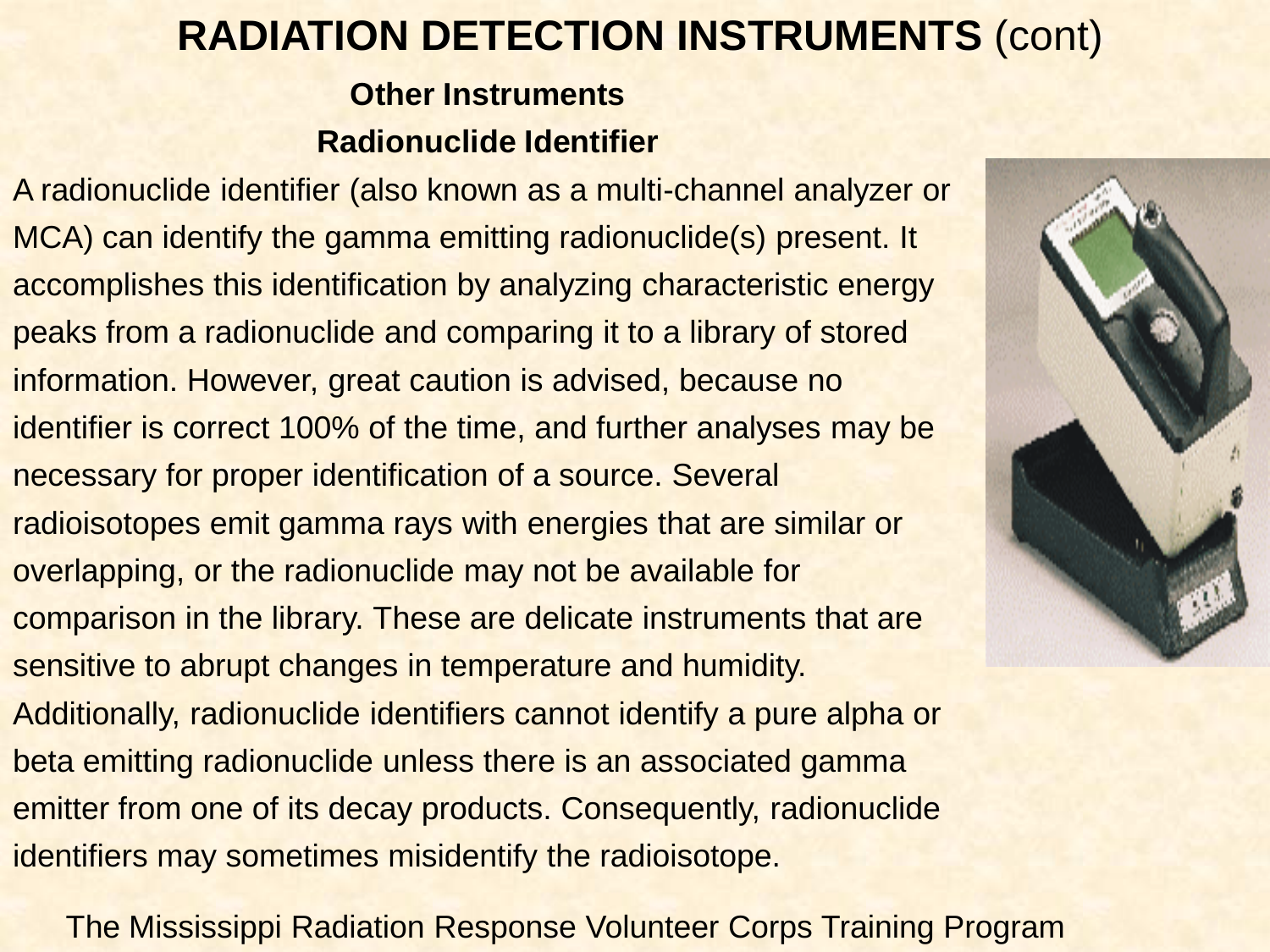# RADIATION DETECTION INSTRUMENTS (cont)

## Other Instruments

### Radionuclide Identifier

A radionuclide identifier (also known as a multi-channel analyzer or MCA) can identify the gamma emitting radionuclide(s) present. It accomplishes this identification by analyzing characteristic energy peaks from a radionuclide and comparing it to a library of stored information. However, great caution is advised, because no identifier is correct 100% of the time, and further analyses may be necessary for proper identification of a source. Several radioisotopes emit gamma rays with energies that are similar or overlapping, or the radionuclide may not be available for comparison in the library. These are delicate instruments that are sensitive to abrupt changes in temperature and humidity. Additionally, radionuclide identifiers cannot identify a pure alpha or beta emitting radionuclide unless there is an associated gamma emitter from one of its decay products. Consequently, radionuclide identifiers may sometimes misidentify the radioisotope.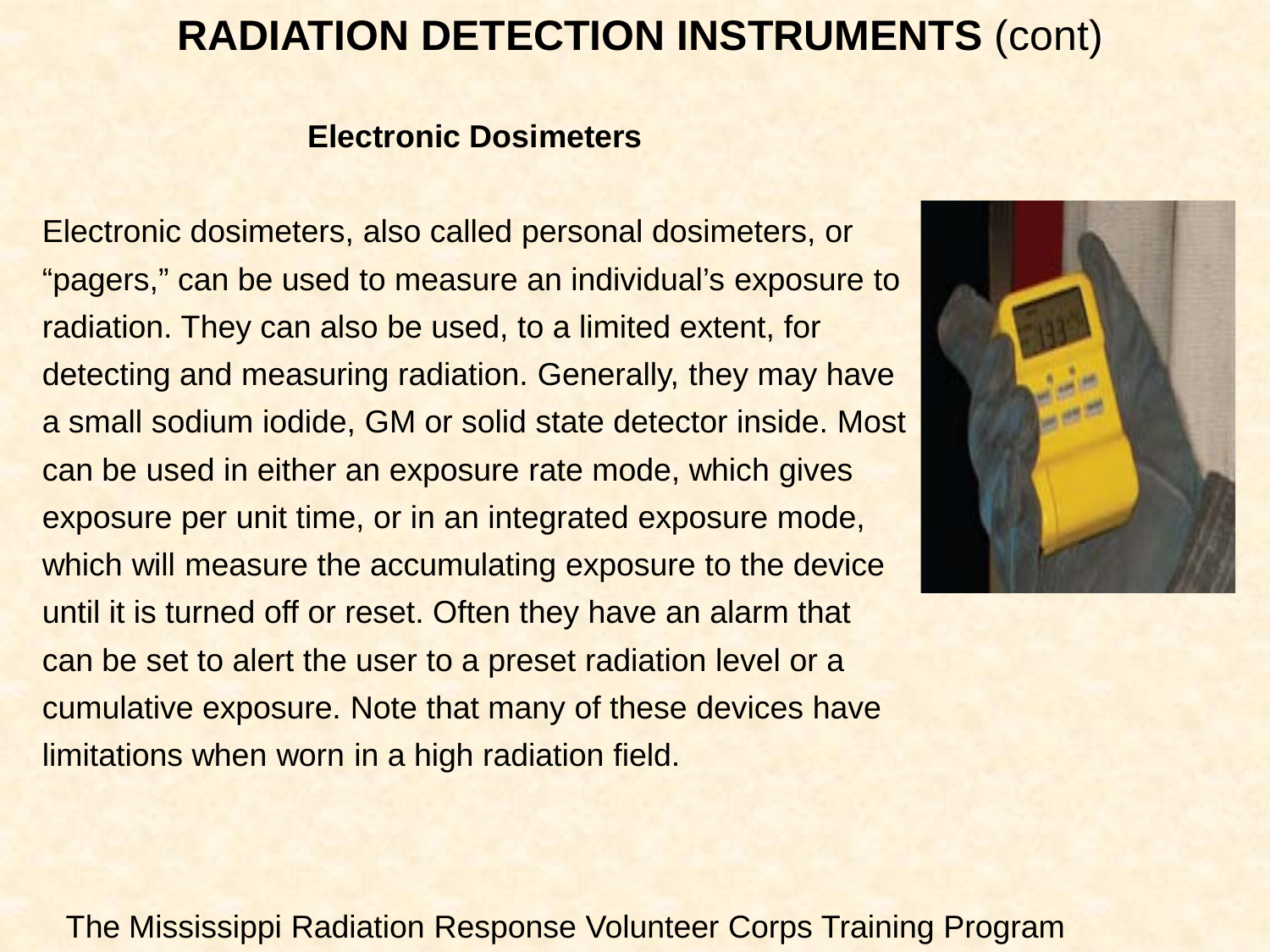# RADIATION DETECTION INSTRUMENTS (cont)

## Electronic Dosimeters

Electronic dosimeters, also called personal dosimeters, or "pagers," can be used to measure an individual's exposure to radiation. They can also be used, to a limited extent, for detecting and measuring radiation. Generally, they may have a small sodium iodide, GM or solid state detector inside. Most can be used in either an exposure rate mode, which gives exposure per unit time, or in an integrated exposure mode, which will measure the accumulating exposure to the device until it is turned off or reset. Often they have an alarm that can be set to alert the user to a preset radiation level or a cumulative exposure. Note that many of these devices have limitations when worn in a high radiation field.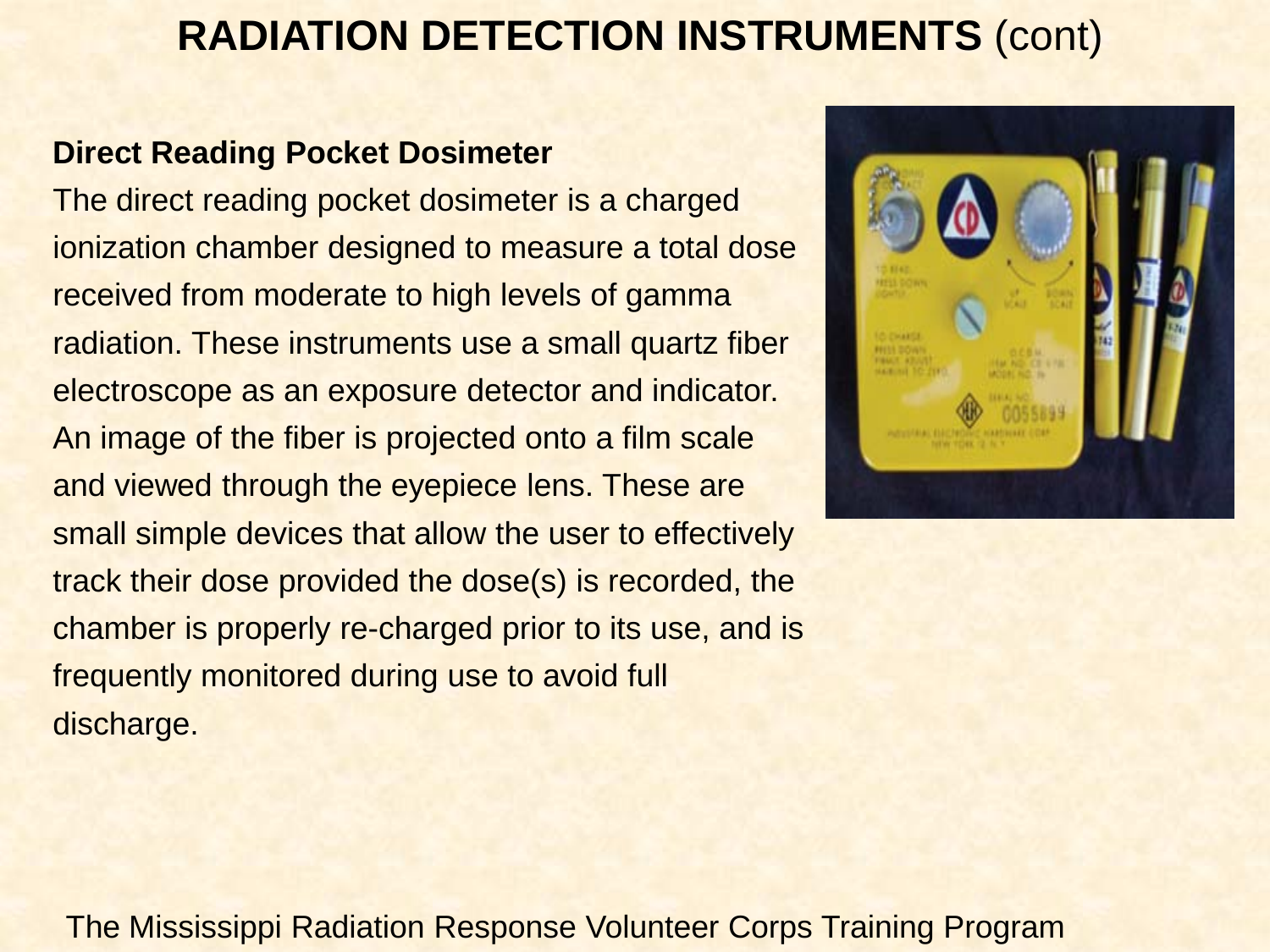# RADIATION DETECTION INSTRUMENTS (cont)

**Direct Reading Pocket Dosimeter**

The direct reading pocket dosimeter is a charged ionization chamber designed to measure a total dose received from moderate to high levels of gamma radiation. These instruments use a small quartz fiber electroscope as an exposure detector and indicator. An image of the fiber is projected onto a film scale and viewed through the eyepiece lens. These are small simple devices that allow the user to effectively track their dose provided the dose(s) is recorded, the chamber is properly re-charged prior to its use, and is frequently monitored during use to avoid full discharge.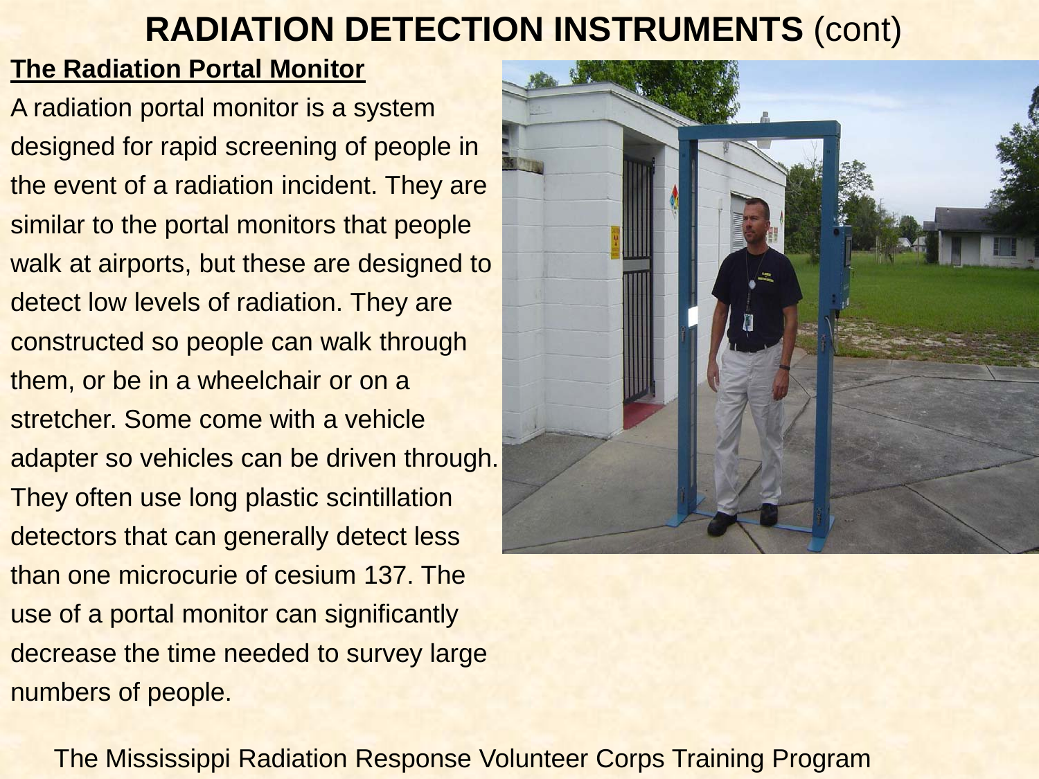# RADIATION DETECTION INSTRUMENTS (cont)

## The Radiation Portal Monitor

A radiation portal monitor is a system designed for rapid screening of people in the event of a radiation incident. They are similar to the portal monitors that people walk at airports, but these are designed to detect low levels of radiation. They are constructed so people can walk through them, or be in a wheelchair or on a stretcher. Some come with a vehicle adapter so vehicles can be driven through. They often use long plastic scintillation detectors that can generally detect less than one microcurie of cesium 137. The use of a portal monitor can significantly decrease the time needed to survey large numbers of people.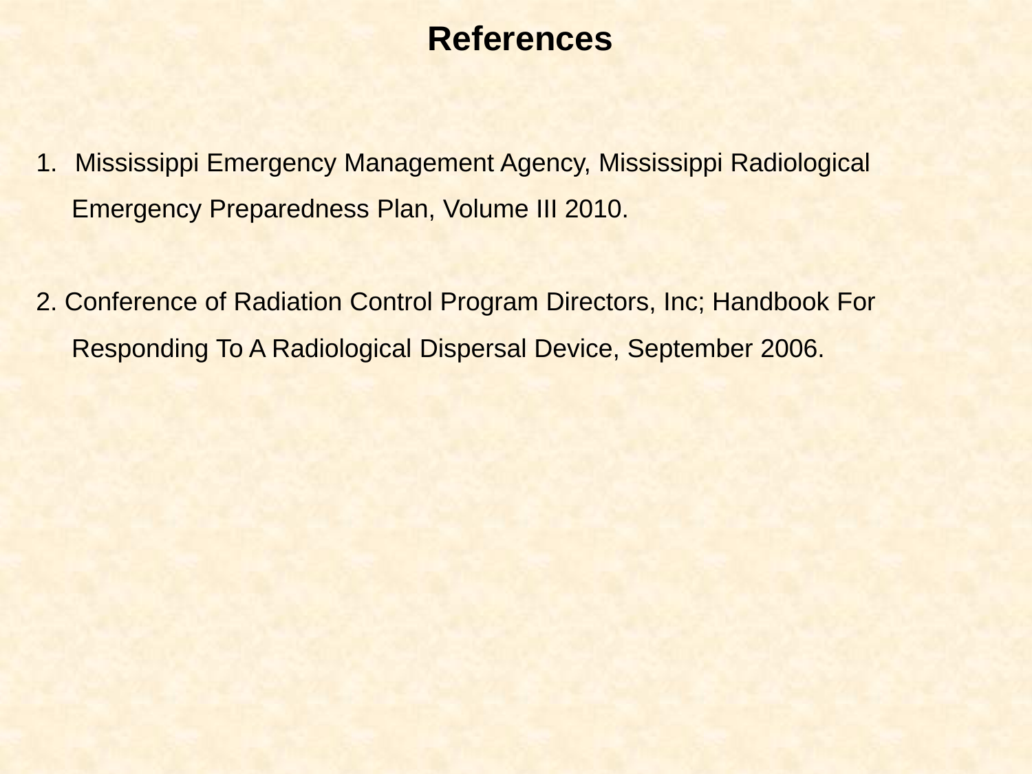# References

1. Mississippi Emergency Management Agency, Mississippi Radiological Emergency Preparedness Plan, Volume III 2010.

2. Conference of Radiation Control Program Directors, Inc; Handbook For Responding To A Radiological Dispersal Device, September 2006.